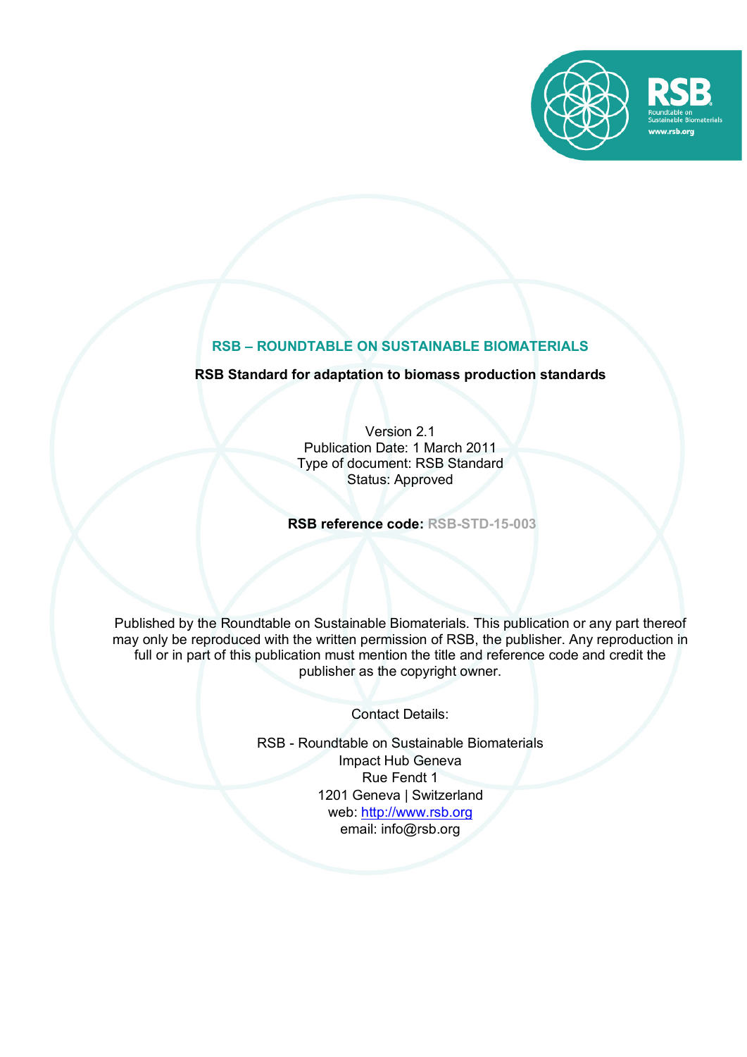# RSB – ROUNDTABLE ON SUSTAINABLE BIOMATERIALS

**RSB Standard for adaptation to biomass production standards**

Version 2.1
Publication Date: 1 March 2011
Type of document: RSB Standard
Status: Approved

**RSB reference code:** **RSB-STD-15-003**

Published by the Roundtable on Sustainable Biomaterials. This publication or any part thereof may only be reproduced with the written permission of RSB, the publisher. Any reproduction in full or in part of this publication must mention the title and reference code and credit the publisher as the copyright owner.

Contact Details:

RSB - Roundtable on Sustainable Biomaterials
Impact Hub Geneva
Rue Fendt 1
1201 Geneva | Switzerland
web: http://www.rsb.org
email: info@rsb.org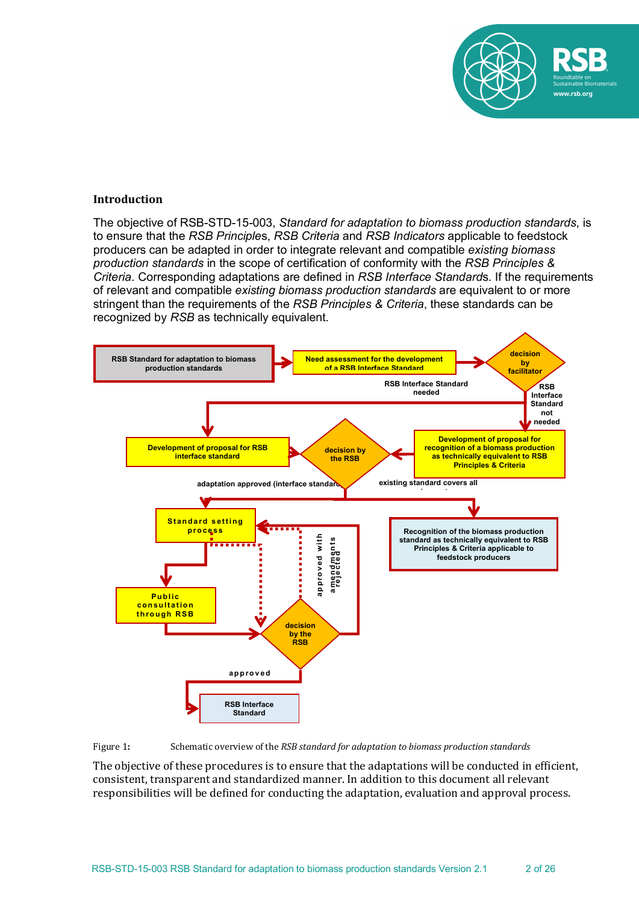**Introduction**

The objective of RSB-STD-15-003, *Standard for adaptation to biomass production standards*, is to ensure that the *RSB Principles*, *RSB Criteria* and *RSB Indicators* applicable to feedstock producers can be adapted in order to integrate relevant and compatible *existing biomass production standards* in the scope of certification of conformity with the *RSB Principles & Criteria*. Corresponding adaptations are defined in *RSB Interface Standard*s. If the requirements of relevant and compatible *existing biomass production standards* are equivalent to or more stringent than the requirements of the *RSB Principles & Criteria*, these standards can be recognized by *RSB* as technically equivalent.

Figure 1: Schematic overview of the *RSB standard for adaptation to biomass production standards*

The objective of these procedures is to ensure that the adaptations will be conducted in efficient, consistent, transparent and standardized manner. In addition to this document all relevant responsibilities will be defined for conducting the adaptation, evaluation and approval process.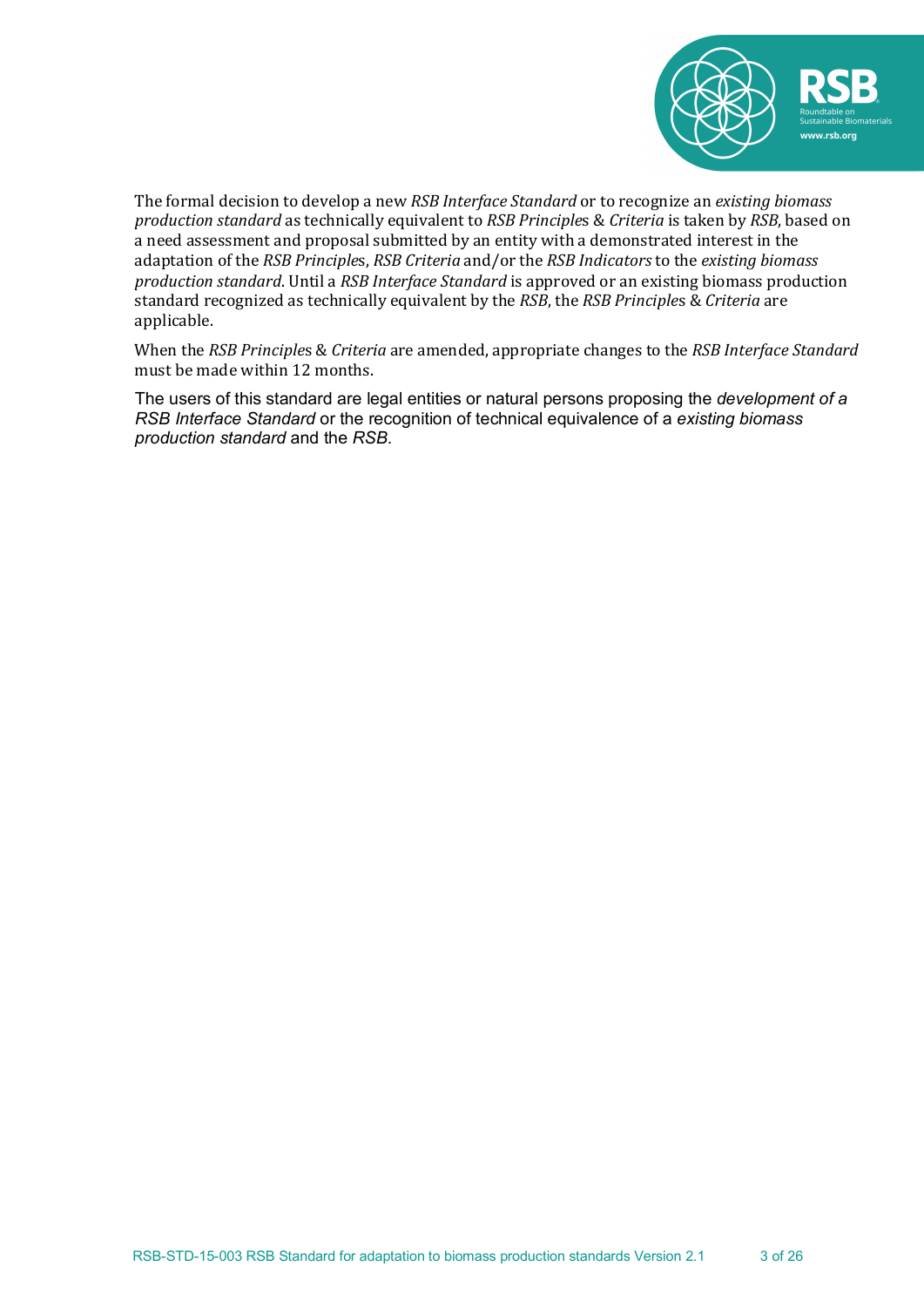The formal decision to develop a new *RSB Interface Standard* or to recognize an *existing biomass production standard* as technically equivalent to *RSB Principles* & *Criteria* is taken by *RSB*, based on a need assessment and proposal submitted by an entity with a demonstrated interest in the adaptation of the *RSB Principles*, *RSB Criteria* and/or the *RSB Indicators* to the *existing biomass production standard*. Until a *RSB Interface Standard* is approved or an existing biomass production standard recognized as technically equivalent by the *RSB*, the *RSB Principles* & *Criteria* are applicable.

When the *RSB Principles* & *Criteria* are amended, appropriate changes to the *RSB Interface Standard* must be made within 12 months.

The users of this standard are legal entities or natural persons proposing the *development of a RSB Interface Standard* or the recognition of technical equivalence of a *existing biomass production standard* and the *RSB*.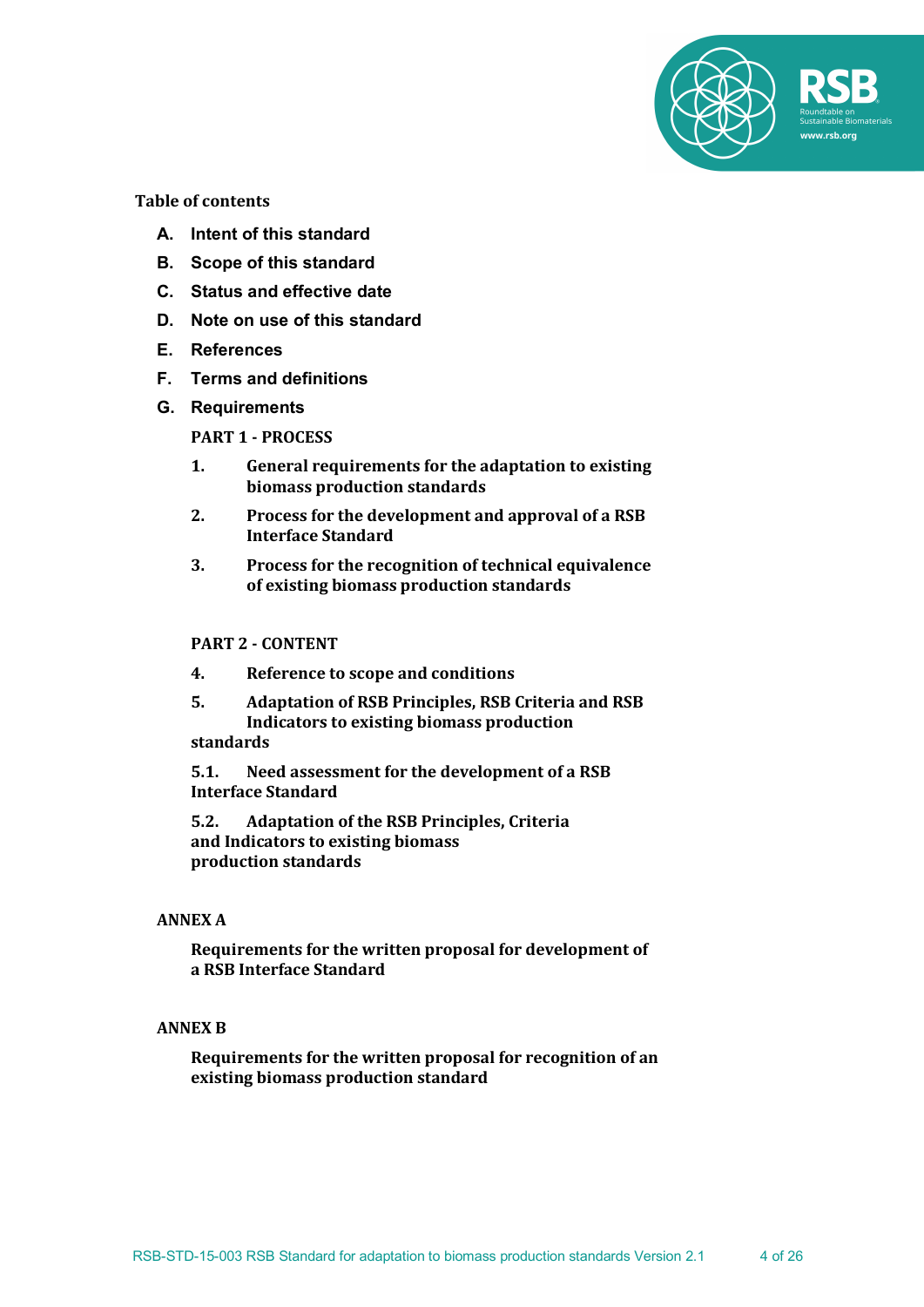**Table of contents**

A. Intent of this standard

B. Scope of this standard

C. Status and effective date

D. Note on use of this standard

E. References

F. Terms and definitions

G. Requirements

**PART 1 - PROCESS**

1. General requirements for the adaptation to existing biomass production standards
2. Process for the development and approval of a RSB Interface Standard
3. Process for the recognition of technical equivalence of existing biomass production standards

**PART 2 - CONTENT**

4. Reference to scope and conditions
5. Adaptation of RSB Principles, RSB Criteria and RSB Indicators to existing biomass production standards

5.1. Need assessment for the development of a RSB Interface Standard

5.2. Adaptation of the RSB Principles, Criteria and Indicators to existing biomass production standards

**ANNEX A**

**Requirements for the written proposal for development of a RSB Interface Standard**

**ANNEX B**

**Requirements for the written proposal for recognition of an existing biomass production standard**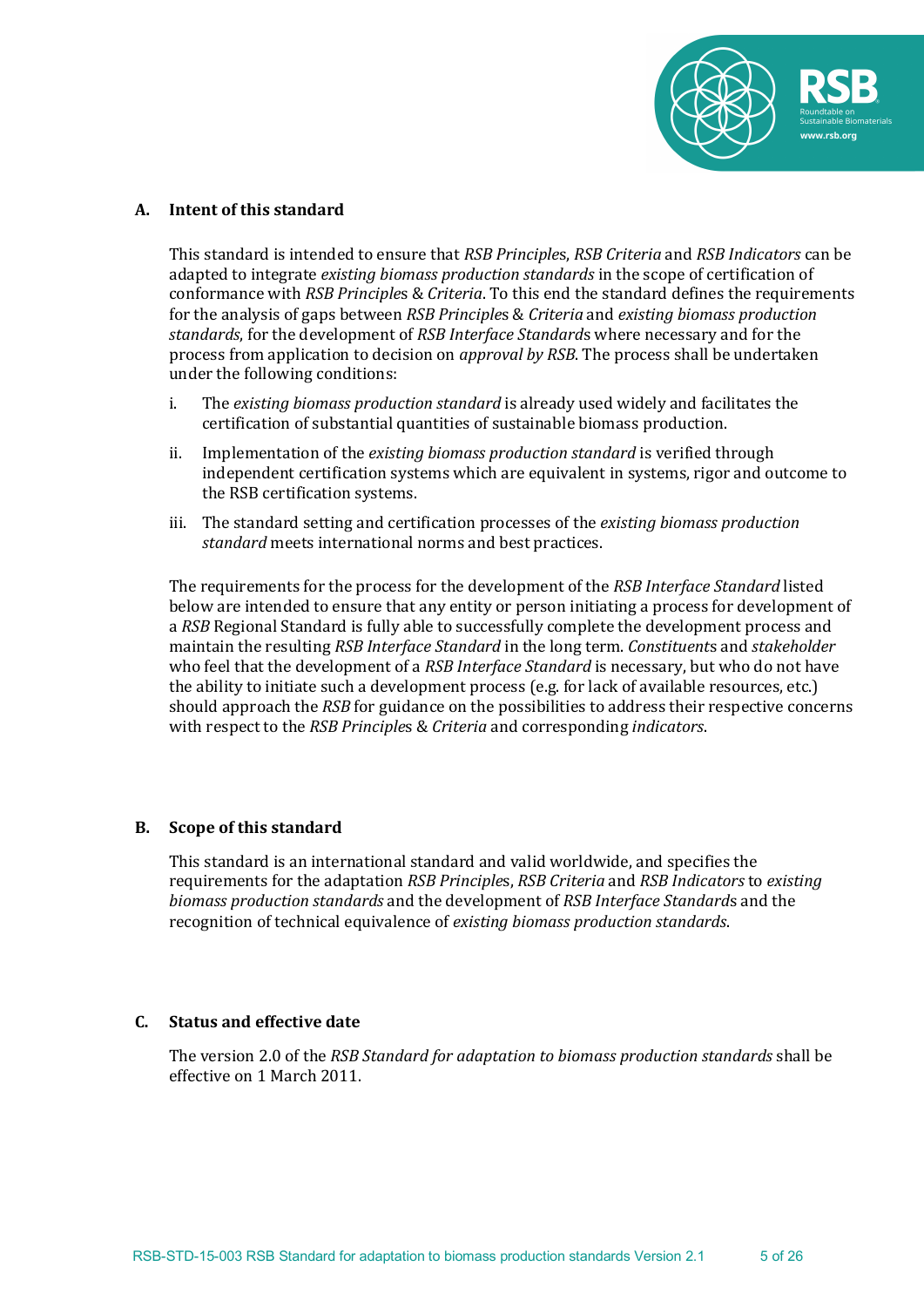## A. Intent of this standard

This standard is intended to ensure that *RSB Principles*, *RSB Criteria* and *RSB Indicators* can be adapted to integrate *existing biomass production standards* in the scope of certification of conformance with *RSB Principles* & *Criteria*. To this end the standard defines the requirements for the analysis of gaps between *RSB Principles* & *Criteria* and *existing biomass production standards*, for the development of *RSB Interface Standards* where necessary and for the process from application to decision on *approval by RSB*. The process shall be undertaken under the following conditions:

i. The *existing biomass production standard* is already used widely and facilitates the certification of substantial quantities of sustainable biomass production.

ii. Implementation of the *existing biomass production standard* is verified through independent certification systems which are equivalent in systems, rigor and outcome to the RSB certification systems.

iii. The standard setting and certification processes of the *existing biomass production standard* meets international norms and best practices.

The requirements for the process for the development of the *RSB Interface Standard* listed below are intended to ensure that any entity or person initiating a process for development of a *RSB* Regional Standard is fully able to successfully complete the development process and maintain the resulting *RSB Interface Standard* in the long term. *Constituents* and *stakeholder* who feel that the development of a *RSB Interface Standard* is necessary, but who do not have the ability to initiate such a development process (e.g. for lack of available resources, etc.) should approach the *RSB* for guidance on the possibilities to address their respective concerns with respect to the *RSB Principles* & *Criteria* and corresponding *indicators*.

## B. Scope of this standard

This standard is an international standard and valid worldwide, and specifies the requirements for the adaptation *RSB Principles*, *RSB Criteria* and *RSB Indicators* to *existing biomass production standards* and the development of *RSB Interface Standards* and the recognition of technical equivalence of *existing biomass production standards*.

## C. Status and effective date

The version 2.0 of the *RSB Standard for adaptation to biomass production standards* shall be effective on 1 March 2011.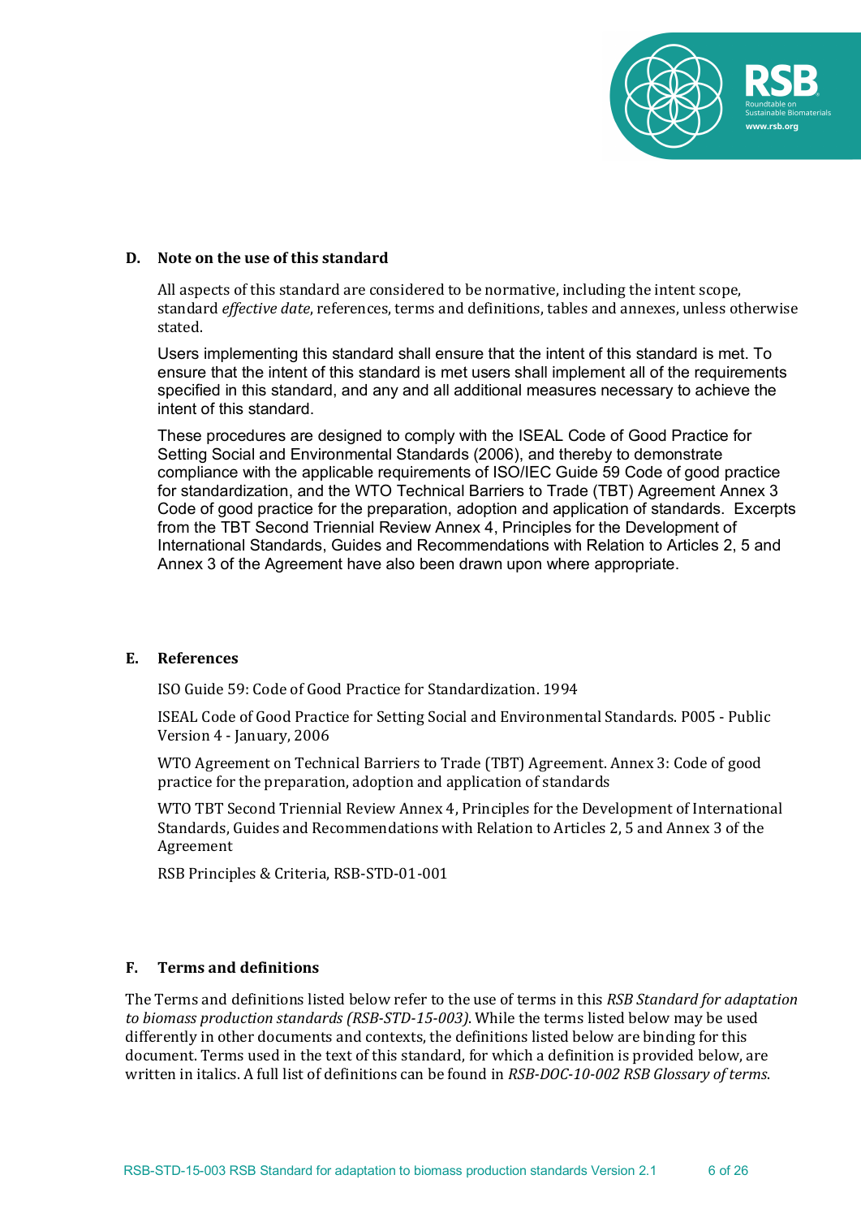## D. Note on the use of this standard

All aspects of this standard are considered to be normative, including the intent scope, standard *effective date*, references, terms and definitions, tables and annexes, unless otherwise stated.

Users implementing this standard shall ensure that the intent of this standard is met. To ensure that the intent of this standard is met users shall implement all of the requirements specified in this standard, and any and all additional measures necessary to achieve the intent of this standard.

These procedures are designed to comply with the ISEAL Code of Good Practice for Setting Social and Environmental Standards (2006), and thereby to demonstrate compliance with the applicable requirements of ISO/IEC Guide 59 Code of good practice for standardization, and the WTO Technical Barriers to Trade (TBT) Agreement Annex 3 Code of good practice for the preparation, adoption and application of standards. Excerpts from the TBT Second Triennial Review Annex 4, Principles for the Development of International Standards, Guides and Recommendations with Relation to Articles 2, 5 and Annex 3 of the Agreement have also been drawn upon where appropriate.

## E. References

ISO Guide 59: Code of Good Practice for Standardization. 1994

ISEAL Code of Good Practice for Setting Social and Environmental Standards. P005 - Public Version 4 - January, 2006

WTO Agreement on Technical Barriers to Trade (TBT) Agreement. Annex 3: Code of good practice for the preparation, adoption and application of standards

WTO TBT Second Triennial Review Annex 4, Principles for the Development of International Standards, Guides and Recommendations with Relation to Articles 2, 5 and Annex 3 of the Agreement

RSB Principles & Criteria, RSB-STD-01-001

## F. Terms and definitions

The Terms and definitions listed below refer to the use of terms in this *RSB Standard for adaptation to biomass production standards (RSB-STD-15-003)*. While the terms listed below may be used differently in other documents and contexts, the definitions listed below are binding for this document. Terms used in the text of this standard, for which a definition is provided below, are written in italics. A full list of definitions can be found in *RSB-DOC-10-002 RSB Glossary of terms*.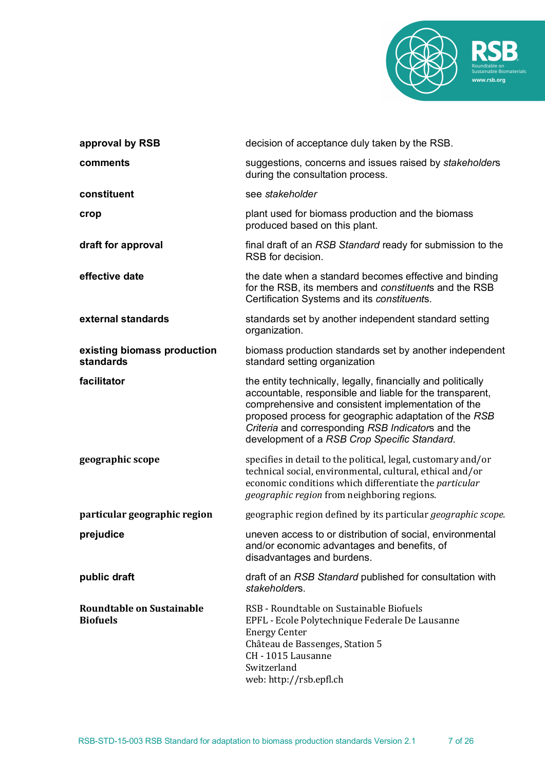**approval by RSB** decision of acceptance duly taken by the RSB.

**comments** suggestions, concerns and issues raised by *stakeholder*s during the consultation process.

**constituent** see *stakeholder*

**crop** plant used for biomass production and the biomass produced based on this plant.

**draft for approval** final draft of an *RSB Standard* ready for submission to the RSB for decision.

**effective date** the date when a standard becomes effective and binding for the RSB, its members and *constituent*s and the RSB Certification Systems and its *constituent*s.

**external standards** standards set by another independent standard setting organization.

**existing biomass production standards** biomass production standards set by another independent standard setting organization

**facilitator** the entity technically, legally, financially and politically accountable, responsible and liable for the transparent, comprehensive and consistent implementation of the proposed process for geographic adaptation of the *RSB Criteria* and corresponding *RSB Indicator*s and the development of a *RSB Crop Specific Standard*.

**geographic scope** specifies in detail to the political, legal, customary and/or technical social, environmental, cultural, ethical and/or economic conditions which differentiate the *particular geographic region* from neighboring regions.

**particular geographic region** geographic region defined by its particular *geographic scope.*

**prejudice** uneven access to or distribution of social, environmental and/or economic advantages and benefits, of disadvantages and burdens.

**public draft** draft of an *RSB Standard* published for consultation with *stakeholder*s.

**Roundtable on Sustainable Biofuels**

RSB - Roundtable on Sustainable Biofuels
EPFL - Ecole Polytechnique Federale De Lausanne
Energy Center
Château de Bassenges, Station 5
CH - 1015 Lausanne
Switzerland
web: http://rsb.epfl.ch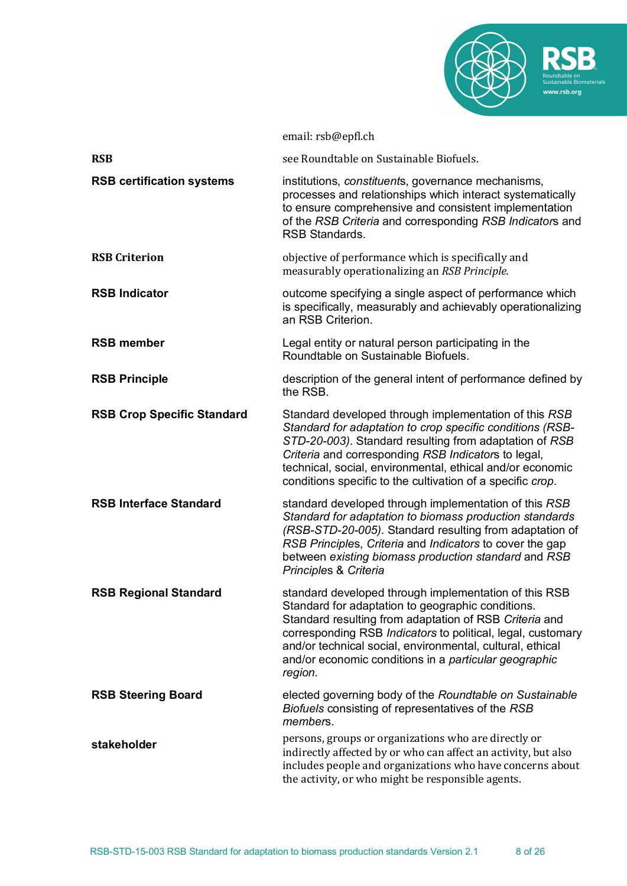email: rsb@epfl.ch

| | |
|---|---|
| **RSB** | see Roundtable on Sustainable Biofuels. |
| **RSB certification systems** | institutions, *constituent*s, governance mechanisms, processes and relationships which interact systematically to ensure comprehensive and consistent implementation of the *RSB Criteria* and corresponding *RSB Indicator*s and RSB Standards. |
| **RSB Criterion** | objective of performance which is specifically and measurably operationalizing an *RSB Principle.* |
| **RSB Indicator** | outcome specifying a single aspect of performance which is specifically, measurably and achievably operationalizing an RSB Criterion. |
| **RSB member** | Legal entity or natural person participating in the Roundtable on Sustainable Biofuels. |
| **RSB Principle** | description of the general intent of performance defined by the RSB. |
| **RSB Crop Specific Standard** | Standard developed through implementation of this *RSB Standard for adaptation to crop specific conditions (RSB-STD-20-003)*. Standard resulting from adaptation of *RSB Criteria* and corresponding *RSB Indicator*s to legal, technical, social, environmental, ethical and/or economic conditions specific to the cultivation of a specific *crop*. |
| **RSB Interface Standard** | standard developed through implementation of this *RSB Standard for adaptation to biomass production standards (RSB-STD-20-005)*. Standard resulting from adaptation of *RSB Principle*s, *Criteria* and *Indicators* to cover the gap between *existing biomass production standard* and *RSB Principle*s & *Criteria* |
| **RSB Regional Standard** | standard developed through implementation of this RSB Standard for adaptation to geographic conditions. Standard resulting from adaptation of RSB *Criteria* and corresponding RSB *Indicators* to political, legal, customary and/or technical social, environmental, cultural, ethical and/or economic conditions in a *particular geographic region.* |
| **RSB Steering Board** | elected governing body of the *Roundtable on Sustainable Biofuels* consisting of representatives of the *RSB member*s. |
| **stakeholder** | persons, groups or organizations who are directly or indirectly affected by or who can affect an activity, but also includes people and organizations who have concerns about the activity, or who might be responsible agents. |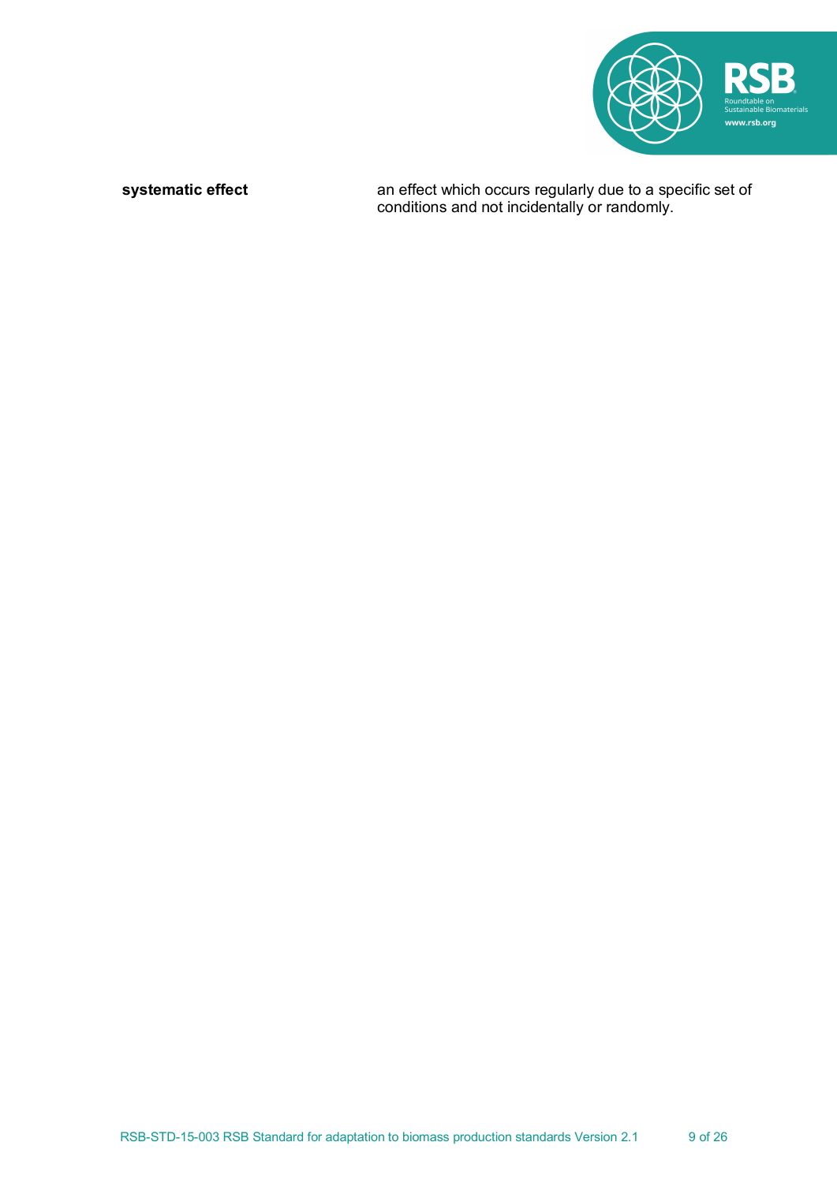| | |
|---|---|
| **systematic effect** | an effect which occurs regularly due to a specific set of conditions and not incidentally or randomly. |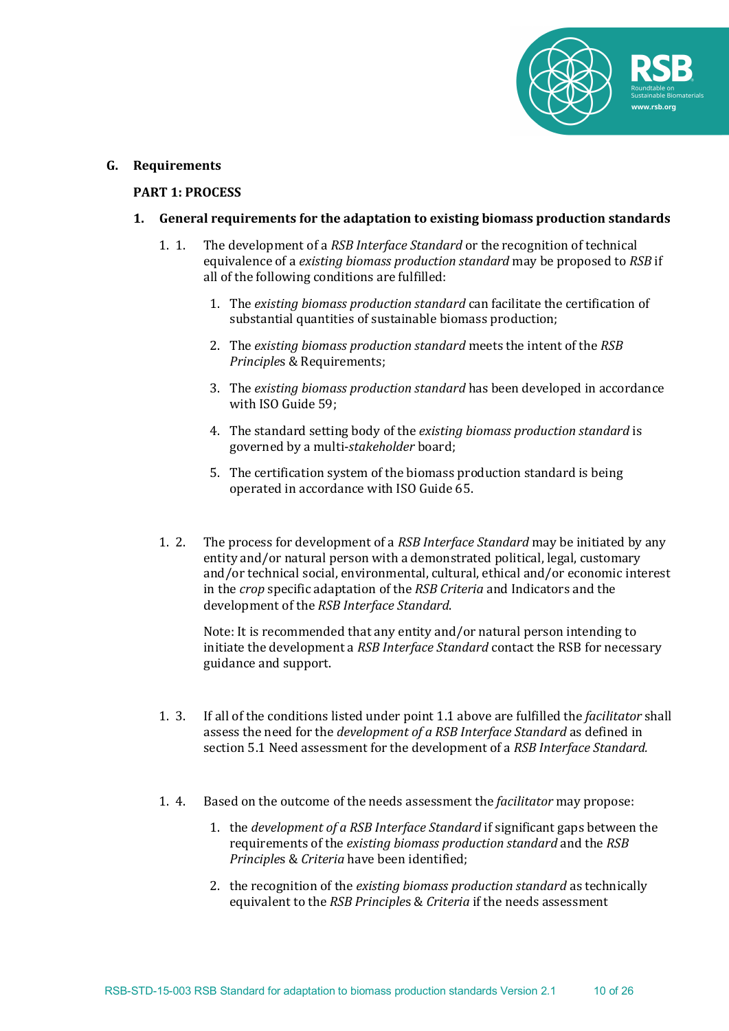## G. Requirements

### PART 1: PROCESS

### 1. General requirements for the adaptation to existing biomass production standards

1. 1. The development of a *RSB Interface Standard* or the recognition of technical equivalence of a *existing biomass production standard* may be proposed to *RSB* if all of the following conditions are fulfilled:

   1. The *existing biomass production standard* can facilitate the certification of substantial quantities of sustainable biomass production;
   2. The *existing biomass production standard* meets the intent of the *RSB Principles* & Requirements;
   3. The *existing biomass production standard* has been developed in accordance with ISO Guide 59;
   4. The standard setting body of the *existing biomass production standard* is governed by a multi-*stakeholder* board;
   5. The certification system of the biomass production standard is being operated in accordance with ISO Guide 65.

1. 2. The process for development of a *RSB Interface Standard* may be initiated by any entity and/or natural person with a demonstrated political, legal, customary and/or technical social, environmental, cultural, ethical and/or economic interest in the *crop* specific adaptation of the *RSB Criteria* and Indicators and the development of the *RSB Interface Standard*.

   Note: It is recommended that any entity and/or natural person intending to initiate the development a *RSB Interface Standard* contact the RSB for necessary guidance and support.

1. 3. If all of the conditions listed under point 1.1 above are fulfilled the *facilitator* shall assess the need for the *development of a RSB Interface Standard* as defined in section 5.1 Need assessment for the development of a *RSB Interface Standard*.

1. 4. Based on the outcome of the needs assessment the *facilitator* may propose:

   1. the *development of a RSB Interface Standard* if significant gaps between the requirements of the *existing biomass production standard* and the *RSB Principles* & *Criteria* have been identified;
   2. the recognition of the *existing biomass production standard* as technically equivalent to the *RSB Principles* & *Criteria* if the needs assessment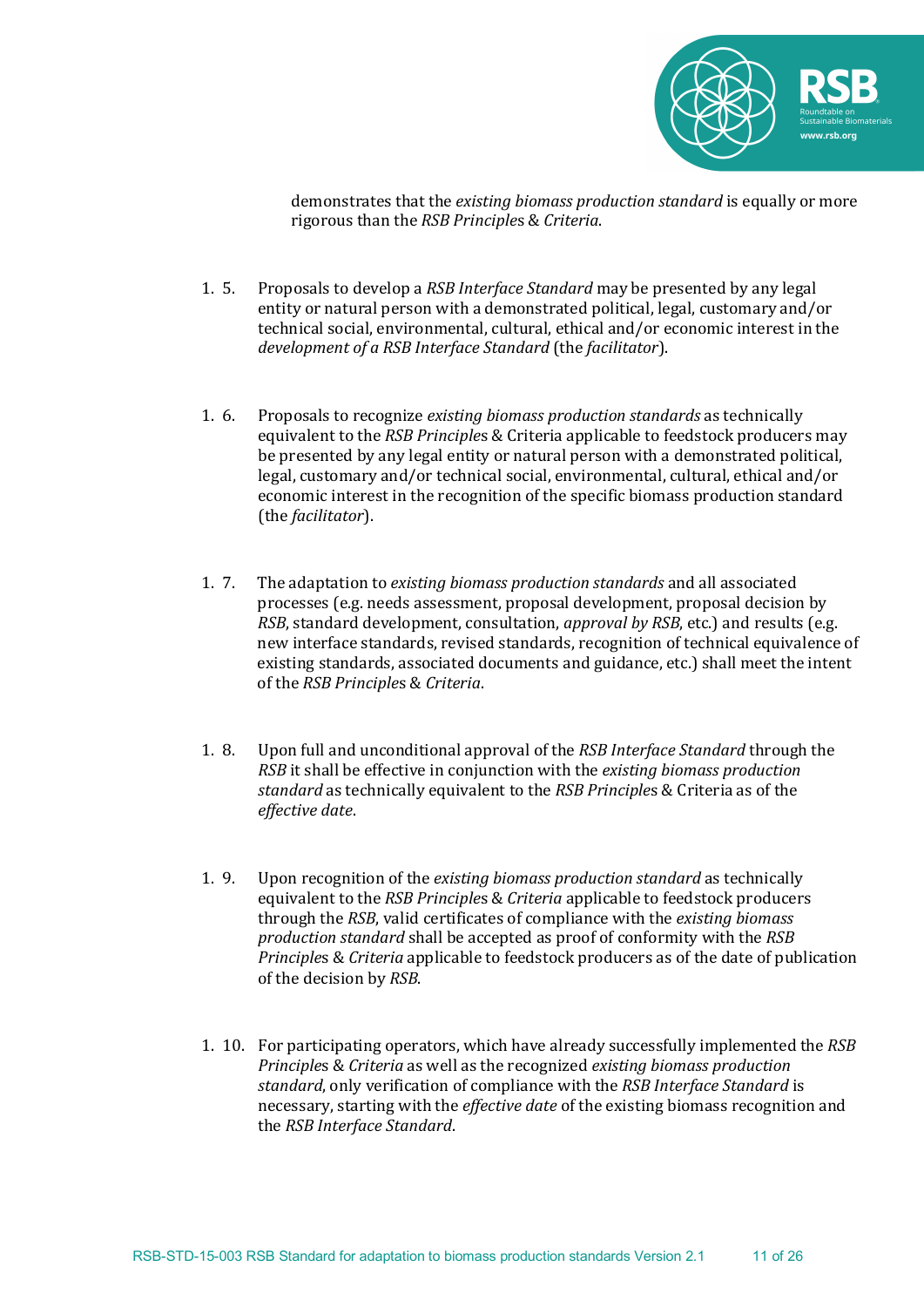demonstrates that the *existing biomass production standard* is equally or more rigorous than the *RSB Principles & Criteria*.

1. 5. Proposals to develop a *RSB Interface Standard* may be presented by any legal entity or natural person with a demonstrated political, legal, customary and/or technical social, environmental, cultural, ethical and/or economic interest in the *development of a RSB Interface Standard* (the *facilitator*).

1. 6. Proposals to recognize *existing biomass production standards* as technically equivalent to the *RSB Principles* & Criteria applicable to feedstock producers may be presented by any legal entity or natural person with a demonstrated political, legal, customary and/or technical social, environmental, cultural, ethical and/or economic interest in the recognition of the specific biomass production standard (the *facilitator*).

1. 7. The adaptation to *existing biomass production standards* and all associated processes (e.g. needs assessment, proposal development, proposal decision by *RSB*, standard development, consultation, *approval by RSB*, etc.) and results (e.g. new interface standards, revised standards, recognition of technical equivalence of existing standards, associated documents and guidance, etc.) shall meet the intent of the *RSB Principles & Criteria*.

1. 8. Upon full and unconditional approval of the *RSB Interface Standard* through the *RSB* it shall be effective in conjunction with the *existing biomass production standard* as technically equivalent to the *RSB Principles* & Criteria as of the *effective date*.

1. 9. Upon recognition of the *existing biomass production standard* as technically equivalent to the *RSB Principles & Criteria* applicable to feedstock producers through the *RSB*, valid certificates of compliance with the *existing biomass production standard* shall be accepted as proof of conformity with the *RSB Principles & Criteria* applicable to feedstock producers as of the date of publication of the decision by *RSB*.

1. 10. For participating operators, which have already successfully implemented the *RSB Principles & Criteria* as well as the recognized *existing biomass production standard*, only verification of compliance with the *RSB Interface Standard* is necessary, starting with the *effective date* of the existing biomass recognition and the *RSB Interface Standard*.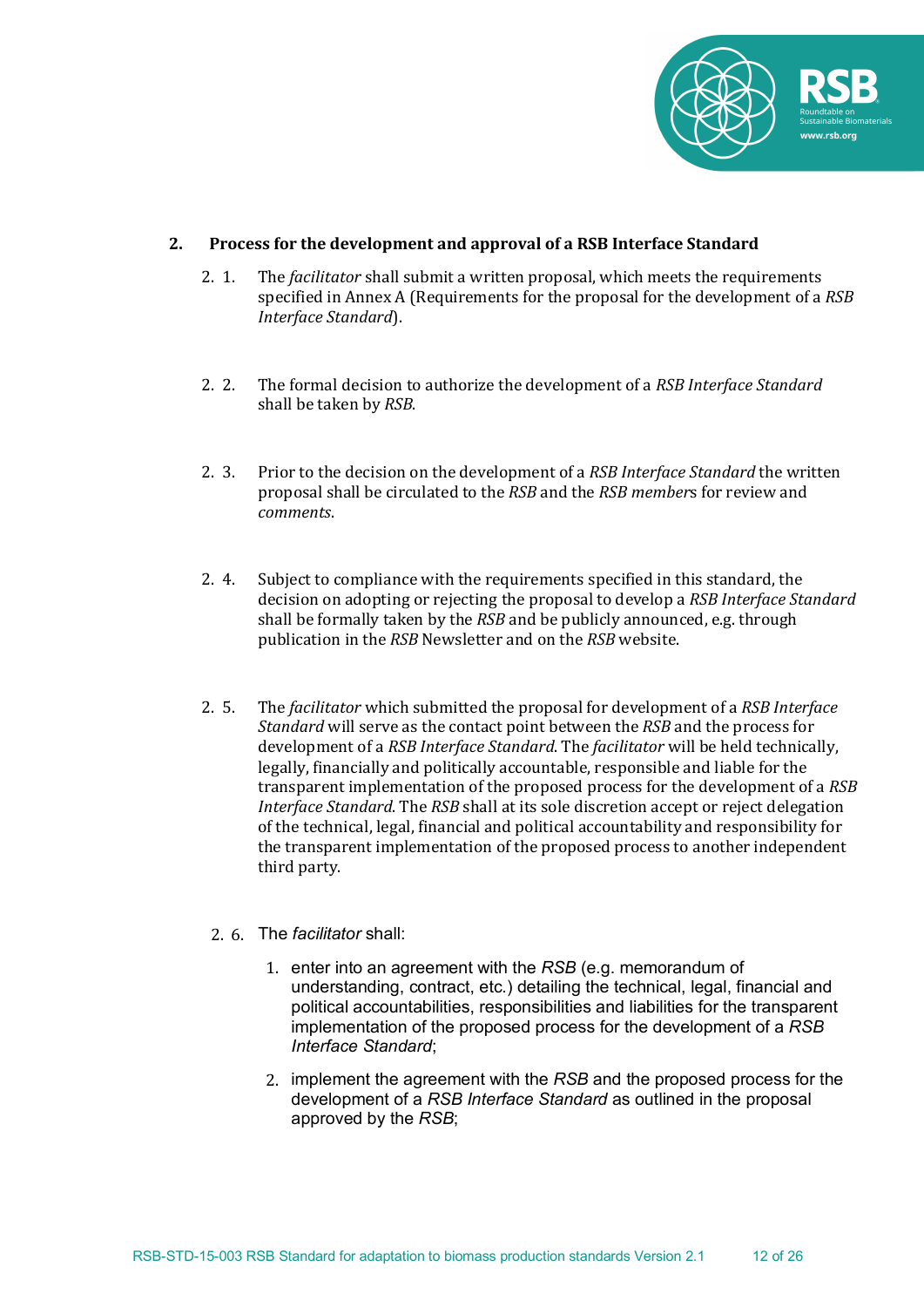## 2. Process for the development and approval of a RSB Interface Standard

2. 1. The *facilitator* shall submit a written proposal, which meets the requirements specified in Annex A (Requirements for the proposal for the development of a *RSB Interface Standard*).

2. 2. The formal decision to authorize the development of a *RSB Interface Standard* shall be taken by *RSB*.

2. 3. Prior to the decision on the development of a *RSB Interface Standard* the written proposal shall be circulated to the *RSB* and the *RSB member*s for review and *comments*.

2. 4. Subject to compliance with the requirements specified in this standard, the decision on adopting or rejecting the proposal to develop a *RSB Interface Standard* shall be formally taken by the *RSB* and be publicly announced, e.g. through publication in the *RSB* Newsletter and on the *RSB* website.

2. 5. The *facilitator* which submitted the proposal for development of a *RSB Interface Standard* will serve as the contact point between the *RSB* and the process for development of a *RSB Interface Standard*. The *facilitator* will be held technically, legally, financially and politically accountable, responsible and liable for the transparent implementation of the proposed process for the development of a *RSB Interface Standard*. The *RSB* shall at its sole discretion accept or reject delegation of the technical, legal, financial and political accountability and responsibility for the transparent implementation of the proposed process to another independent third party.

2. 6. The *facilitator* shall:

1. enter into an agreement with the *RSB* (e.g. memorandum of understanding, contract, etc.) detailing the technical, legal, financial and political accountabilities, responsibilities and liabilities for the transparent implementation of the proposed process for the development of a *RSB Interface Standard*;
2. implement the agreement with the *RSB* and the proposed process for the development of a *RSB Interface Standard* as outlined in the proposal approved by the *RSB*;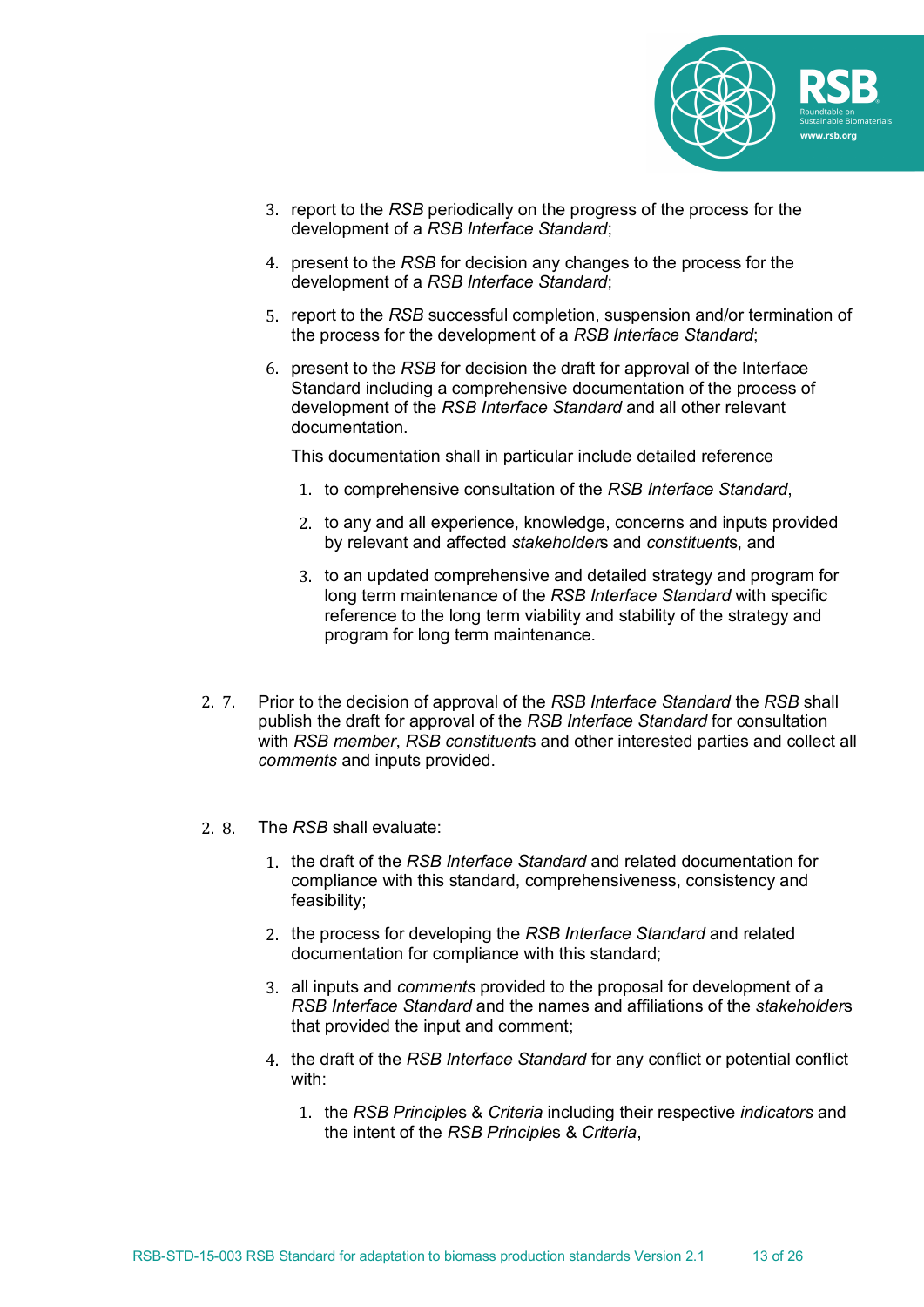3. report to the *RSB* periodically on the progress of the process for the development of a *RSB Interface Standard*;

4. present to the *RSB* for decision any changes to the process for the development of a *RSB Interface Standard*;

5. report to the *RSB* successful completion, suspension and/or termination of the process for the development of a *RSB Interface Standard*;

6. present to the *RSB* for decision the draft for approval of the Interface Standard including a comprehensive documentation of the process of development of the *RSB Interface Standard* and all other relevant documentation.

   This documentation shall in particular include detailed reference

   1. to comprehensive consultation of the *RSB Interface Standard*,

   2. to any and all experience, knowledge, concerns and inputs provided by relevant and affected *stakeholder*s and *constituent*s, and

   3. to an updated comprehensive and detailed strategy and program for long term maintenance of the *RSB Interface Standard* with specific reference to the long term viability and stability of the strategy and program for long term maintenance.

2. 7. Prior to the decision of approval of the *RSB Interface Standard* the *RSB* shall publish the draft for approval of the *RSB Interface Standard* for consultation with *RSB member*, *RSB constituent*s and other interested parties and collect all *comments* and inputs provided.

2. 8. The *RSB* shall evaluate:

   1. the draft of the *RSB Interface Standard* and related documentation for compliance with this standard, comprehensiveness, consistency and feasibility;

   2. the process for developing the *RSB Interface Standard* and related documentation for compliance with this standard;

   3. all inputs and *comments* provided to the proposal for development of a *RSB Interface Standard* and the names and affiliations of the *stakeholder*s that provided the input and comment;

   4. the draft of the *RSB Interface Standard* for any conflict or potential conflict with:

      1. the *RSB Principle*s & *Criteria* including their respective *indicators* and the intent of the *RSB Principle*s & *Criteria*,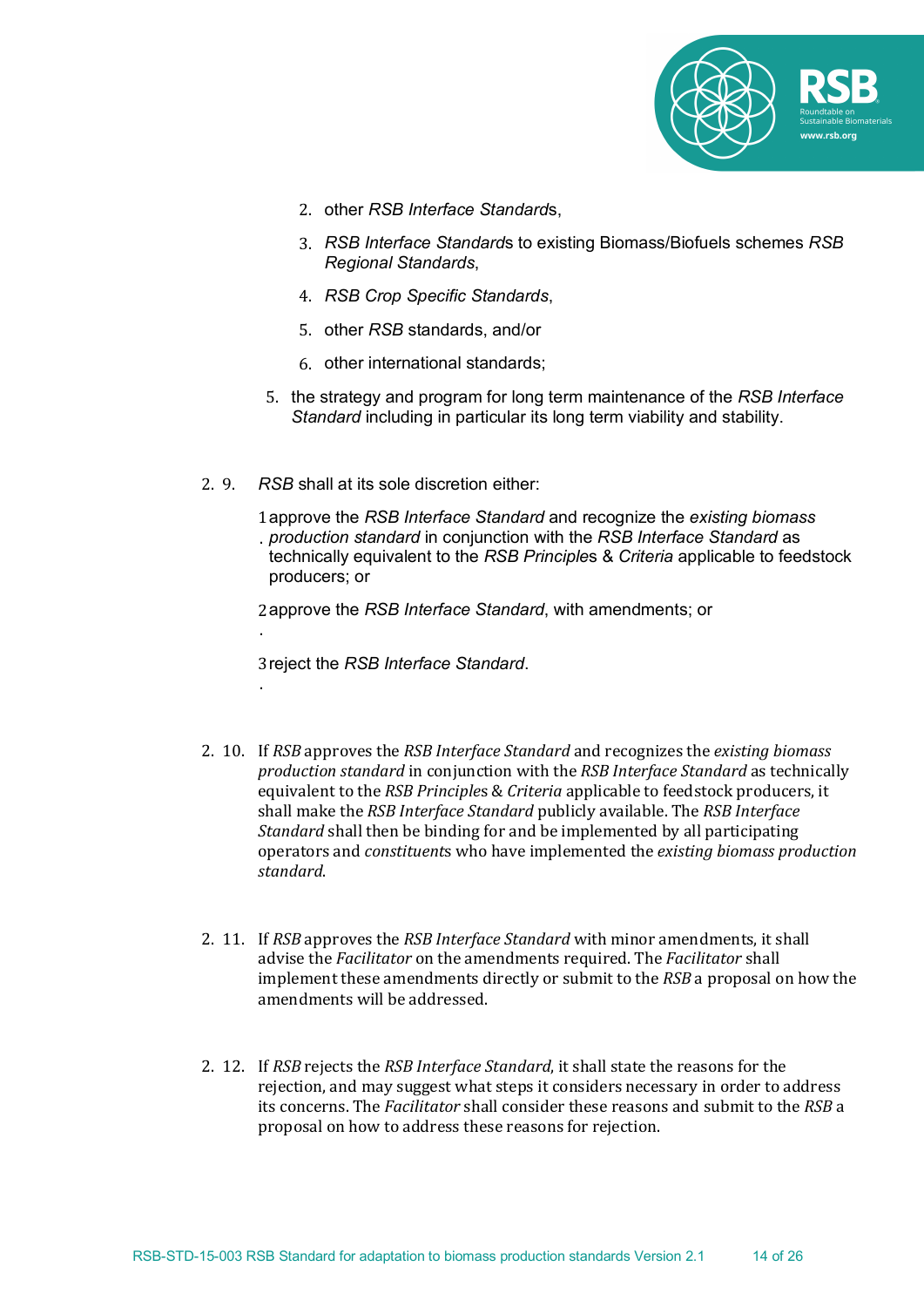2. other *RSB Interface Standards*,

3. *RSB Interface Standards* to existing Biomass/Biofuels schemes *RSB Regional Standards*,

4. *RSB Crop Specific Standards*,

5. other *RSB* standards, and/or

6. other international standards;

5. the strategy and program for long term maintenance of the *RSB Interface Standard* including in particular its long term viability and stability.

2. 9. *RSB* shall at its sole discretion either:

1. approve the *RSB Interface Standard* and recognize the *existing biomass production standard* in conjunction with the *RSB Interface Standard* as technically equivalent to the *RSB Principles* & *Criteria* applicable to feedstock producers; or

2. approve the *RSB Interface Standard*, with amendments; or

3. reject the *RSB Interface Standard*.

2. 10. If *RSB* approves the *RSB Interface Standard* and recognizes the *existing biomass production standard* in conjunction with the *RSB Interface Standard* as technically equivalent to the *RSB Principles* & *Criteria* applicable to feedstock producers, it shall make the *RSB Interface Standard* publicly available. The *RSB Interface Standard* shall then be binding for and be implemented by all participating operators and *constituents* who have implemented the *existing biomass production standard*.

2. 11. If *RSB* approves the *RSB Interface Standard* with minor amendments, it shall advise the *Facilitator* on the amendments required. The *Facilitator* shall implement these amendments directly or submit to the *RSB* a proposal on how the amendments will be addressed.

2. 12. If *RSB* rejects the *RSB Interface Standard*, it shall state the reasons for the rejection, and may suggest what steps it considers necessary in order to address its concerns. The *Facilitator* shall consider these reasons and submit to the *RSB* a proposal on how to address these reasons for rejection.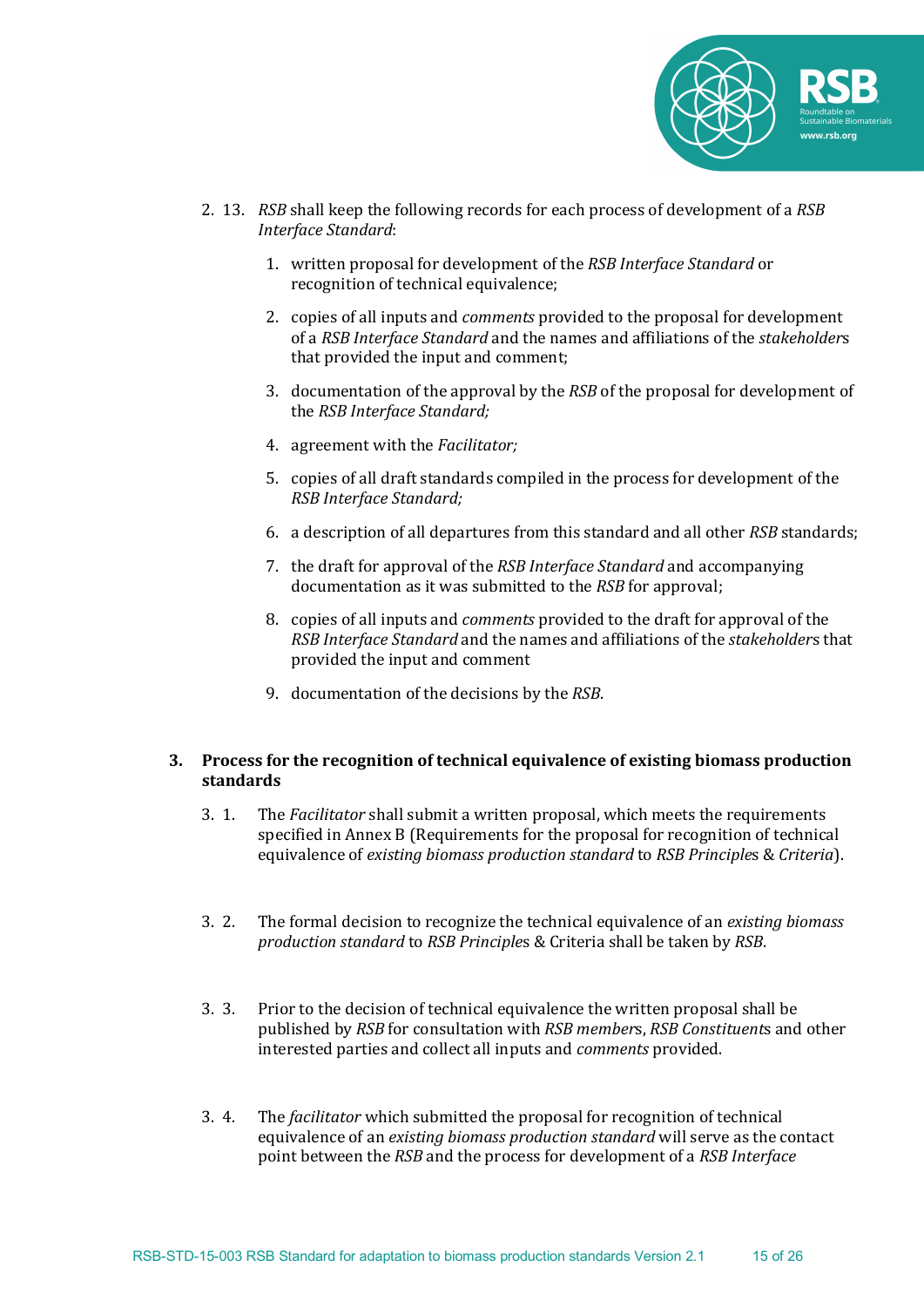2. 13. *RSB* shall keep the following records for each process of development of a *RSB Interface Standard*:

1. written proposal for development of the *RSB Interface Standard* or recognition of technical equivalence;
2. copies of all inputs and *comments* provided to the proposal for development of a *RSB Interface Standard* and the names and affiliations of the *stakeholder*s that provided the input and comment;
3. documentation of the approval by the *RSB* of the proposal for development of the *RSB Interface Standard;*
4. agreement with the *Facilitator;*
5. copies of all draft standards compiled in the process for development of the *RSB Interface Standard;*
6. a description of all departures from this standard and all other *RSB* standards;
7. the draft for approval of the *RSB Interface Standard* and accompanying documentation as it was submitted to the *RSB* for approval;
8. copies of all inputs and *comments* provided to the draft for approval of the *RSB Interface Standard* and the names and affiliations of the *stakeholder*s that provided the input and comment
9. documentation of the decisions by the *RSB*.

## 3. Process for the recognition of technical equivalence of existing biomass production standards

3. 1. The *Facilitator* shall submit a written proposal, which meets the requirements specified in Annex B (Requirements for the proposal for recognition of technical equivalence of *existing biomass production standard* to *RSB Principle*s & *Criteria*).

3. 2. The formal decision to recognize the technical equivalence of an *existing biomass production standard* to *RSB Principle*s & Criteria shall be taken by *RSB*.

3. 3. Prior to the decision of technical equivalence the written proposal shall be published by *RSB* for consultation with *RSB member*s, *RSB Constituent*s and other interested parties and collect all inputs and *comments* provided.

3. 4. The *facilitator* which submitted the proposal for recognition of technical equivalence of an *existing biomass production standard* will serve as the contact point between the *RSB* and the process for development of a *RSB Interface*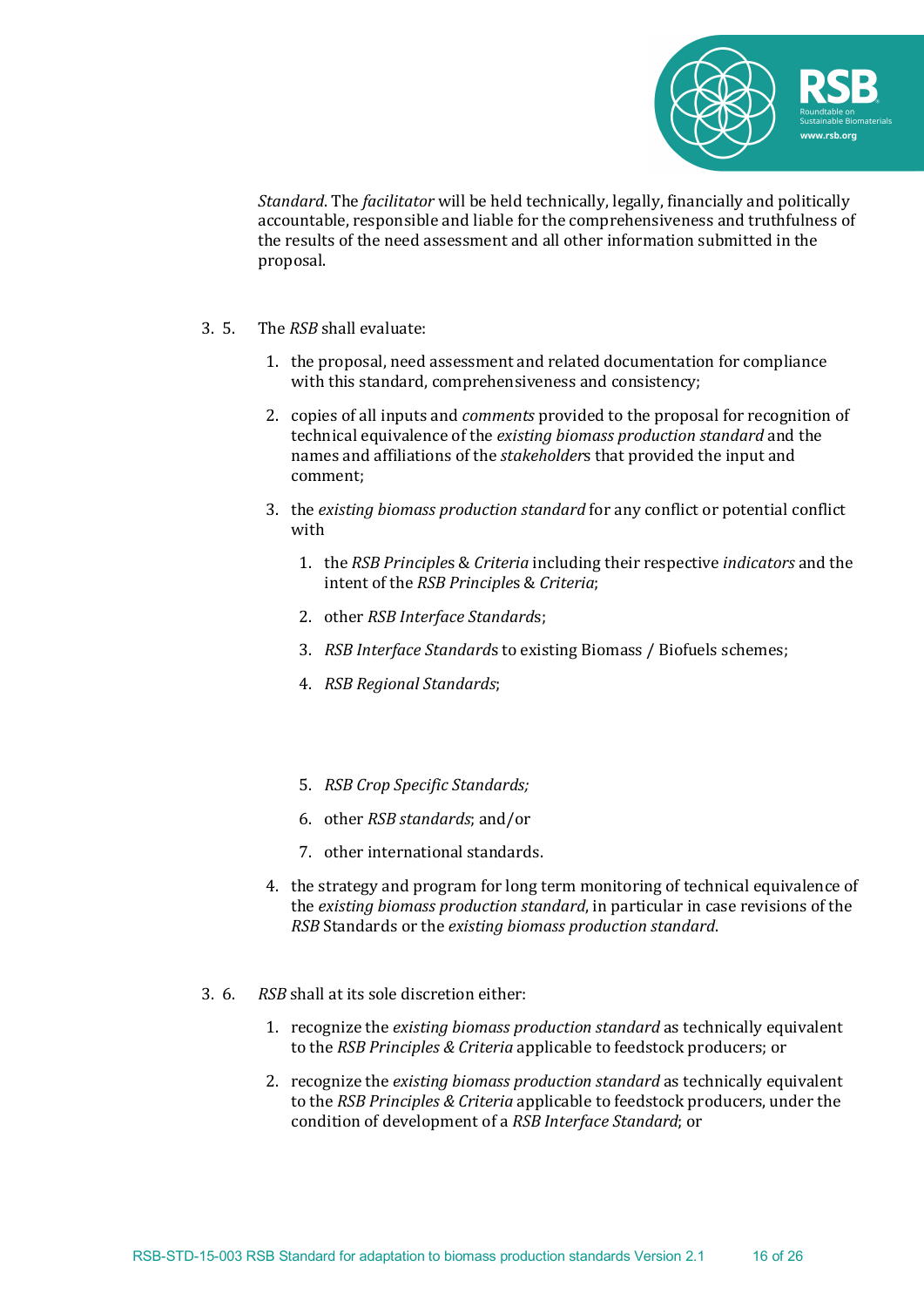*Standard*. The *facilitator* will be held technically, legally, financially and politically accountable, responsible and liable for the comprehensiveness and truthfulness of the results of the need assessment and all other information submitted in the proposal.

3. 5. The *RSB* shall evaluate:

   1. the proposal, need assessment and related documentation for compliance with this standard, comprehensiveness and consistency;

   2. copies of all inputs and *comments* provided to the proposal for recognition of technical equivalence of the *existing biomass production standard* and the names and affiliations of the *stakeholder*s that provided the input and comment;

   3. the *existing biomass production standard* for any conflict or potential conflict with

      1. the *RSB Principle*s & *Criteria* including their respective *indicators* and the intent of the *RSB Principle*s & *Criteria*;

      2. other *RSB Interface Standard*s;

      3. *RSB Interface Standard*s to existing Biomass / Biofuels schemes;

      4. *RSB Regional Standards*;

      5. *RSB Crop Specific Standards;*

      6. other *RSB standards*; and/or

      7. other international standards.

   4. the strategy and program for long term monitoring of technical equivalence of the *existing biomass production standard*, in particular in case revisions of the *RSB* Standards or the *existing biomass production standard*.

3. 6. *RSB* shall at its sole discretion either:

   1. recognize the *existing biomass production standard* as technically equivalent to the *RSB Principles & Criteria* applicable to feedstock producers; or

   2. recognize the *existing biomass production standard* as technically equivalent to the *RSB Principles & Criteria* applicable to feedstock producers, under the condition of development of a *RSB Interface Standard*; or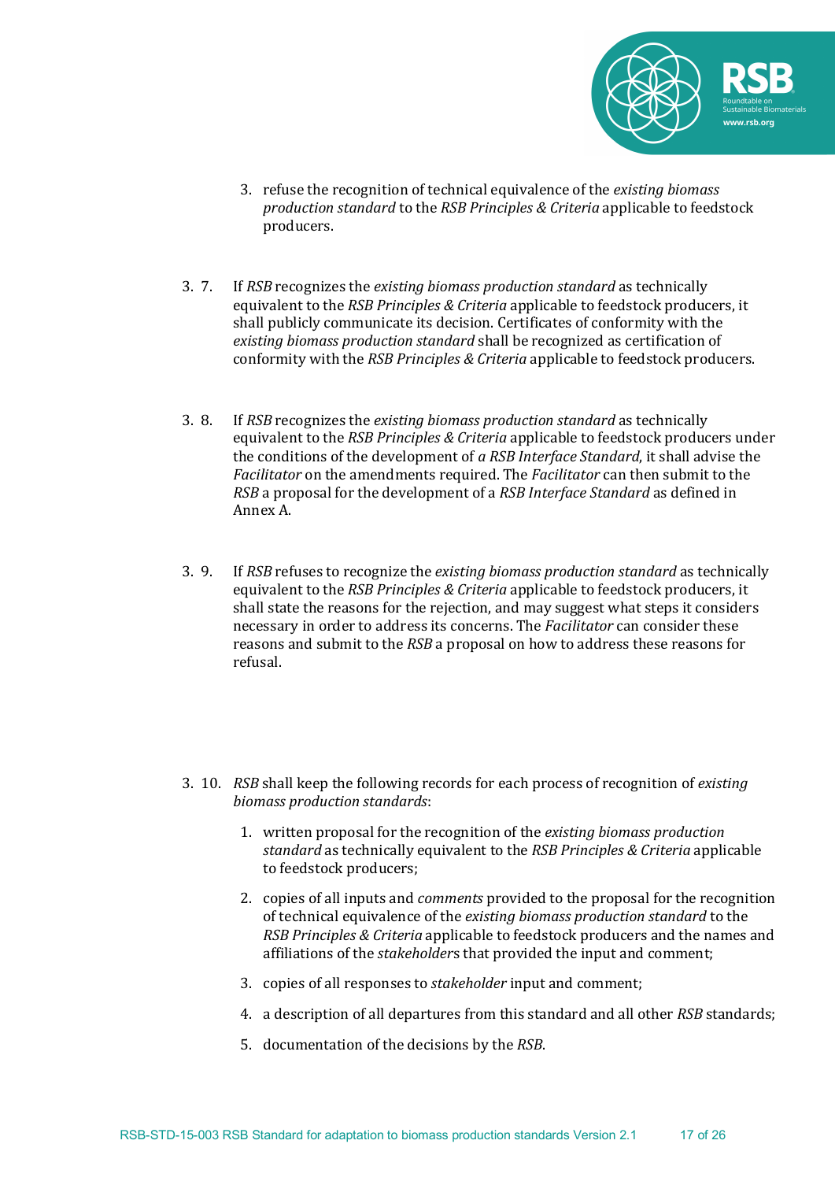3. refuse the recognition of technical equivalence of the *existing biomass production standard* to the *RSB Principles & Criteria* applicable to feedstock producers.

3. 7. If *RSB* recognizes the *existing biomass production standard* as technically equivalent to the *RSB Principles & Criteria* applicable to feedstock producers, it shall publicly communicate its decision. Certificates of conformity with the *existing biomass production standard* shall be recognized as certification of conformity with the *RSB Principles & Criteria* applicable to feedstock producers.

3. 8. If *RSB* recognizes the *existing biomass production standard* as technically equivalent to the *RSB Principles & Criteria* applicable to feedstock producers under the conditions of the development of *a RSB Interface Standard*, it shall advise the *Facilitator* on the amendments required. The *Facilitator* can then submit to the *RSB* a proposal for the development of a *RSB Interface Standard* as defined in Annex A.

3. 9. If *RSB* refuses to recognize the *existing biomass production standard* as technically equivalent to the *RSB Principles & Criteria* applicable to feedstock producers, it shall state the reasons for the rejection, and may suggest what steps it considers necessary in order to address its concerns. The *Facilitator* can consider these reasons and submit to the *RSB* a proposal on how to address these reasons for refusal.

3. 10. *RSB* shall keep the following records for each process of recognition of *existing biomass production standards*:

1. written proposal for the recognition of the *existing biomass production standard* as technically equivalent to the *RSB Principles & Criteria* applicable to feedstock producers;
2. copies of all inputs and *comments* provided to the proposal for the recognition of technical equivalence of the *existing biomass production standard* to the *RSB Principles & Criteria* applicable to feedstock producers and the names and affiliations of the *stakeholders* that provided the input and comment;
3. copies of all responses to *stakeholder* input and comment;
4. a description of all departures from this standard and all other *RSB* standards;
5. documentation of the decisions by the *RSB*.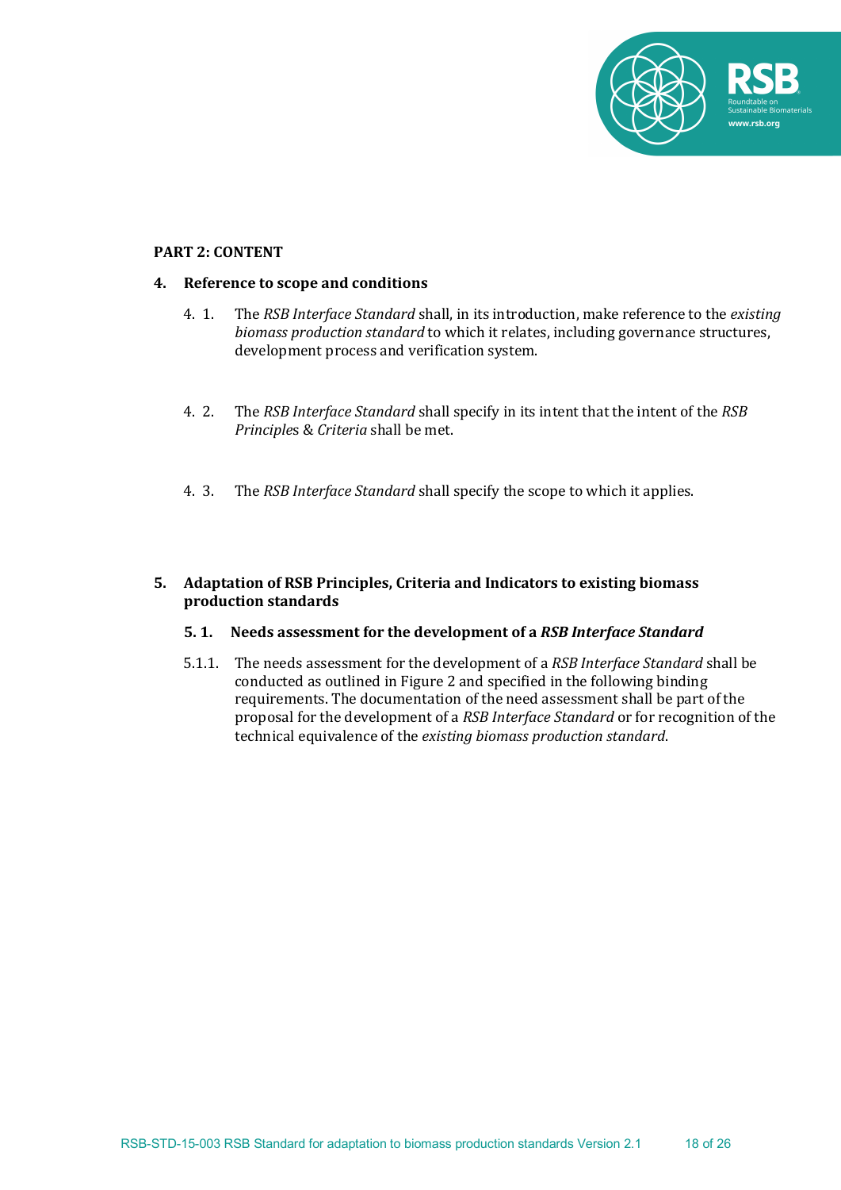**PART 2: CONTENT**

## 4. Reference to scope and conditions

4. 1. The *RSB Interface Standard* shall, in its introduction, make reference to the *existing biomass production standard* to which it relates, including governance structures, development process and verification system.

4. 2. The *RSB Interface Standard* shall specify in its intent that the intent of the *RSB Principles & Criteria* shall be met.

4. 3. The *RSB Interface Standard* shall specify the scope to which it applies.

## 5. Adaptation of RSB Principles, Criteria and Indicators to existing biomass production standards

### 5. 1. Needs assessment for the development of a *RSB Interface Standard*

5.1.1. The needs assessment for the development of a *RSB Interface Standard* shall be conducted as outlined in Figure 2 and specified in the following binding requirements. The documentation of the need assessment shall be part of the proposal for the development of a *RSB Interface Standard* or for recognition of the technical equivalence of the *existing biomass production standard*.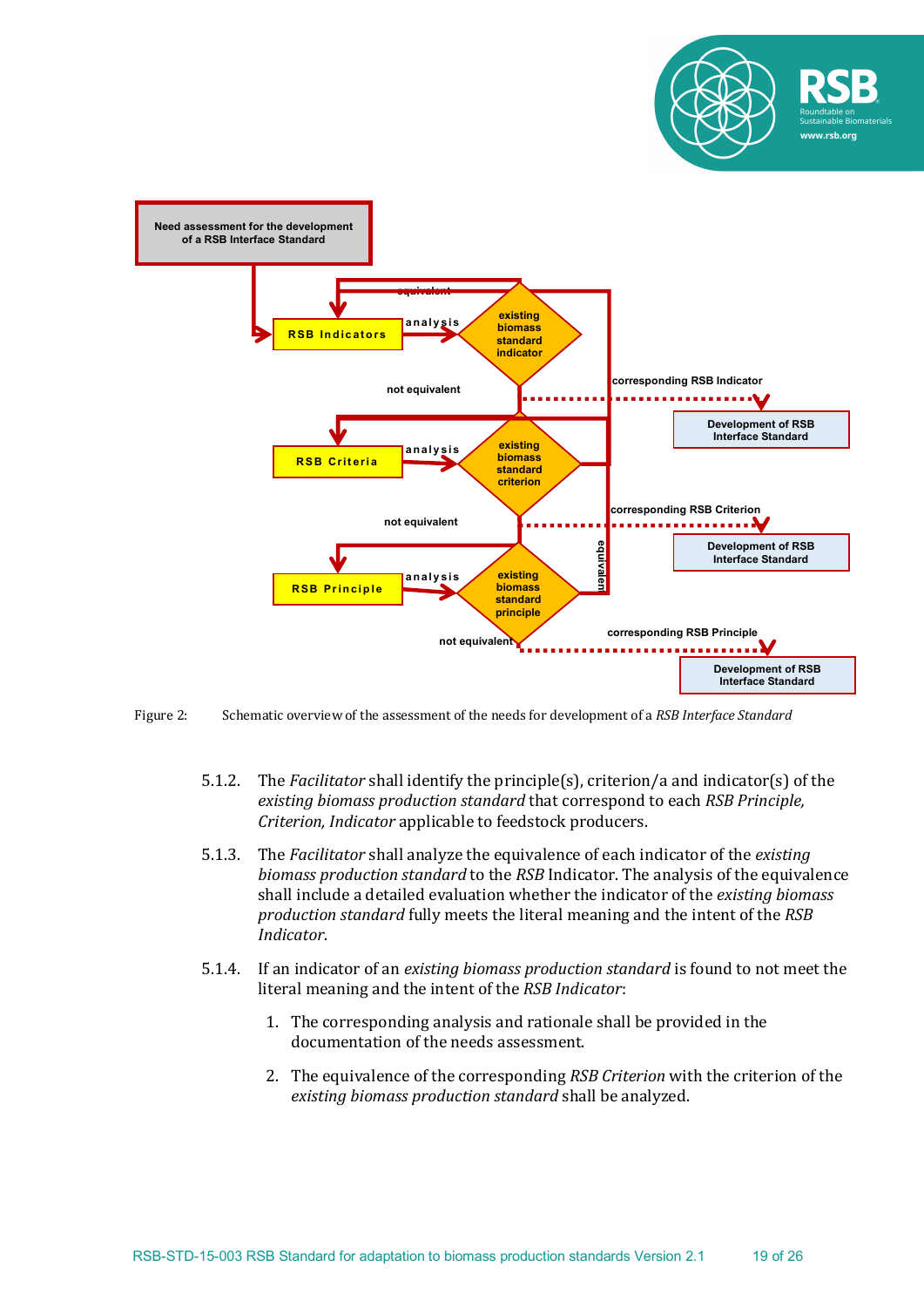Figure 2: Schematic overview of the assessment of the needs for development of a *RSB Interface Standard*

5.1.2. The *Facilitator* shall identify the principle(s), criterion/a and indicator(s) of the *existing biomass production standard* that correspond to each *RSB Principle, Criterion, Indicator* applicable to feedstock producers.

5.1.3. The *Facilitator* shall analyze the equivalence of each indicator of the *existing biomass production standard* to the *RSB* Indicator. The analysis of the equivalence shall include a detailed evaluation whether the indicator of the *existing biomass production standard* fully meets the literal meaning and the intent of the *RSB Indicator*.

5.1.4. If an indicator of an *existing biomass production standard* is found to not meet the literal meaning and the intent of the *RSB Indicator*:

1. The corresponding analysis and rationale shall be provided in the documentation of the needs assessment.

2. The equivalence of the corresponding *RSB Criterion* with the criterion of the *existing biomass production standard* shall be analyzed.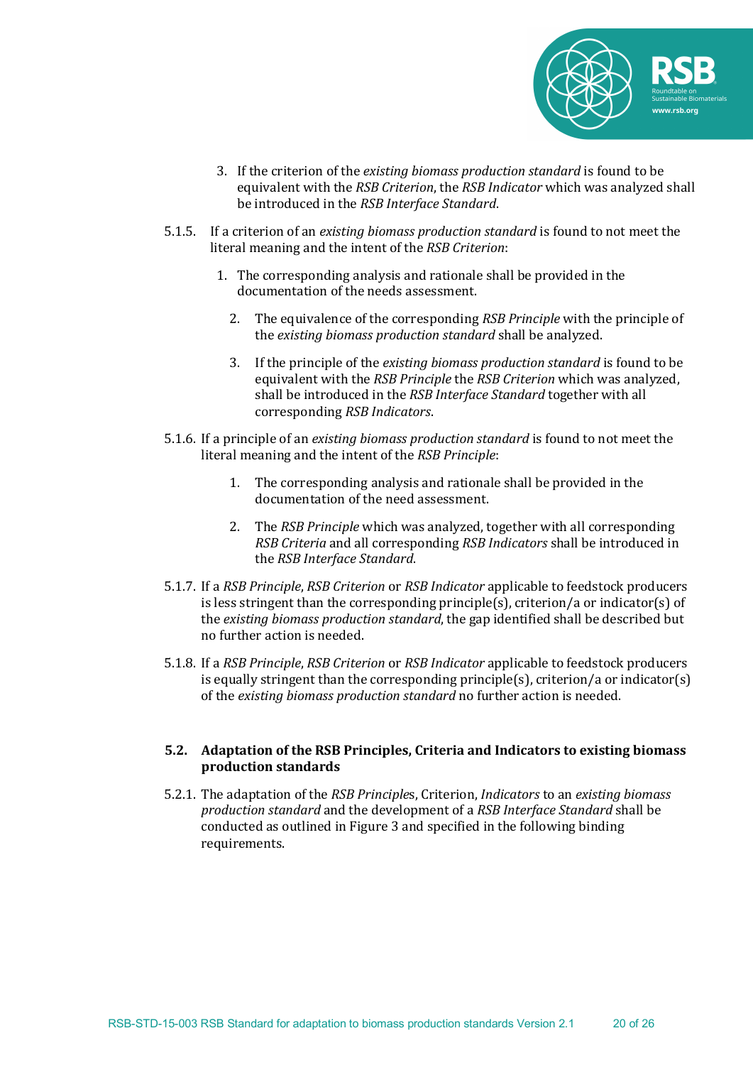3. If the criterion of the *existing biomass production standard* is found to be equivalent with the *RSB Criterion*, the *RSB Indicator* which was analyzed shall be introduced in the *RSB Interface Standard*.

5.1.5. If a criterion of an *existing biomass production standard* is found to not meet the literal meaning and the intent of the *RSB Criterion*:

1. The corresponding analysis and rationale shall be provided in the documentation of the needs assessment.
2. The equivalence of the corresponding *RSB Principle* with the principle of the *existing biomass production standard* shall be analyzed.
3. If the principle of the *existing biomass production standard* is found to be equivalent with the *RSB Principle* the *RSB Criterion* which was analyzed, shall be introduced in the *RSB Interface Standard* together with all corresponding *RSB Indicators*.

5.1.6. If a principle of an *existing biomass production standard* is found to not meet the literal meaning and the intent of the *RSB Principle*:

1. The corresponding analysis and rationale shall be provided in the documentation of the need assessment.
2. The *RSB Principle* which was analyzed, together with all corresponding *RSB Criteria* and all corresponding *RSB Indicators* shall be introduced in the *RSB Interface Standard*.

5.1.7. If a *RSB Principle*, *RSB Criterion* or *RSB Indicator* applicable to feedstock producers is less stringent than the corresponding principle(s), criterion/a or indicator(s) of the *existing biomass production standard*, the gap identified shall be described but no further action is needed.

5.1.8. If a *RSB Principle*, *RSB Criterion* or *RSB Indicator* applicable to feedstock producers is equally stringent than the corresponding principle(s), criterion/a or indicator(s) of the *existing biomass production standard* no further action is needed.

### 5.2. Adaptation of the RSB Principles, Criteria and Indicators to existing biomass production standards

5.2.1. The adaptation of the *RSB Principles*, Criterion, *Indicators* to an *existing biomass production standard* and the development of a *RSB Interface Standard* shall be conducted as outlined in Figure 3 and specified in the following binding requirements.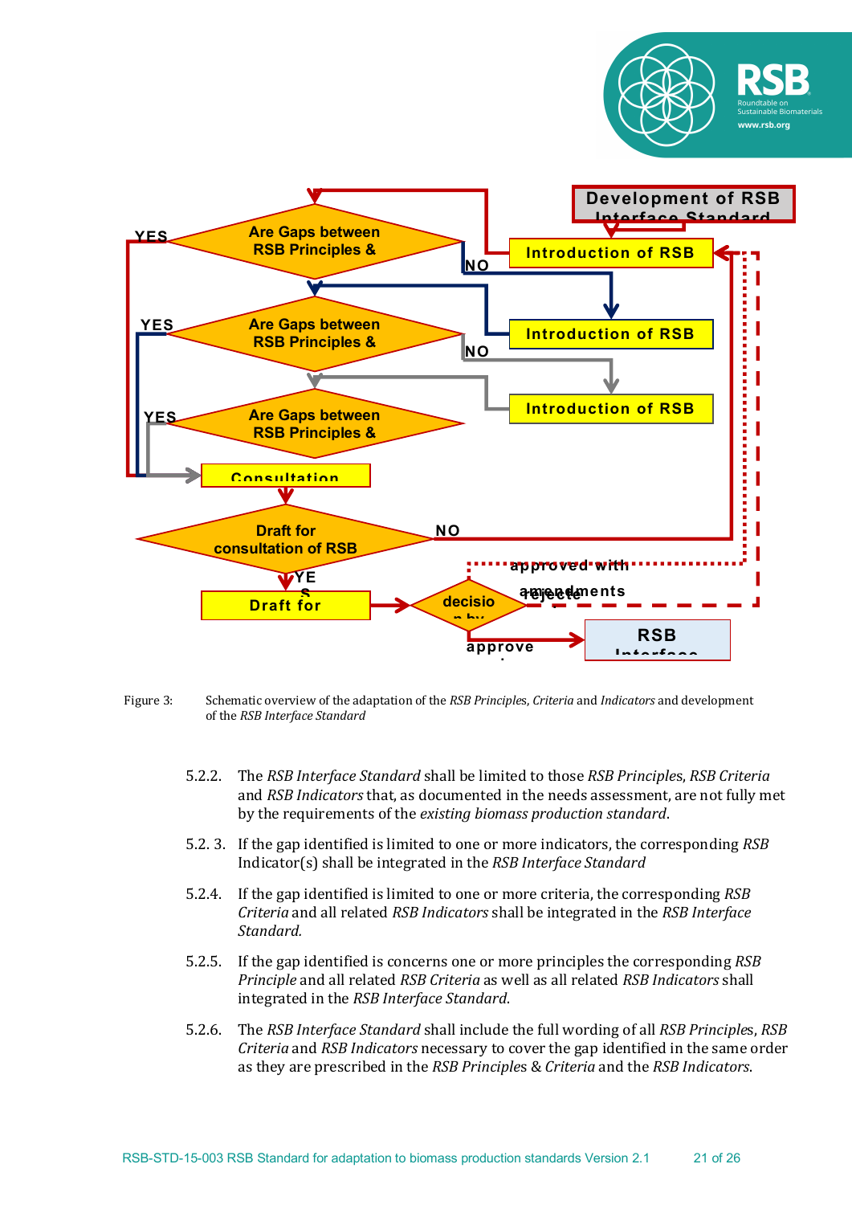Development of RSB Interface Standard

Introduction of RSB

Are Gaps between RSB Principles &

NO

YES

Introduction of RSB

Are Gaps between RSB Principles &

NO

YES

Introduction of RSB

Are Gaps between RSB Principles &

YES

Consultation

Draft for consultation of RSB

NO

YES

Draft for

decision by

approved with amendments

rejected

approve

RSB Interface

Figure 3: Schematic overview of the adaptation of the *RSB Principles*, *Criteria* and *Indicators* and development of the *RSB Interface Standard*

5.2.2. The *RSB Interface Standard* shall be limited to those *RSB Principles*, *RSB Criteria* and *RSB Indicators* that, as documented in the needs assessment, are not fully met by the requirements of the *existing biomass production standard*.

5.2. 3. If the gap identified is limited to one or more indicators, the corresponding *RSB* Indicator(s) shall be integrated in the *RSB Interface Standard*

5.2.4. If the gap identified is limited to one or more criteria, the corresponding *RSB Criteria* and all related *RSB Indicators* shall be integrated in the *RSB Interface Standard.*

5.2.5. If the gap identified is concerns one or more principles the corresponding *RSB Principle* and all related *RSB Criteria* as well as all related *RSB Indicators* shall integrated in the *RSB Interface Standard*.

5.2.6. The *RSB Interface Standard* shall include the full wording of all *RSB Principles*, *RSB Criteria* and *RSB Indicators* necessary to cover the gap identified in the same order as they are prescribed in the *RSB Principles* & *Criteria* and the *RSB Indicators*.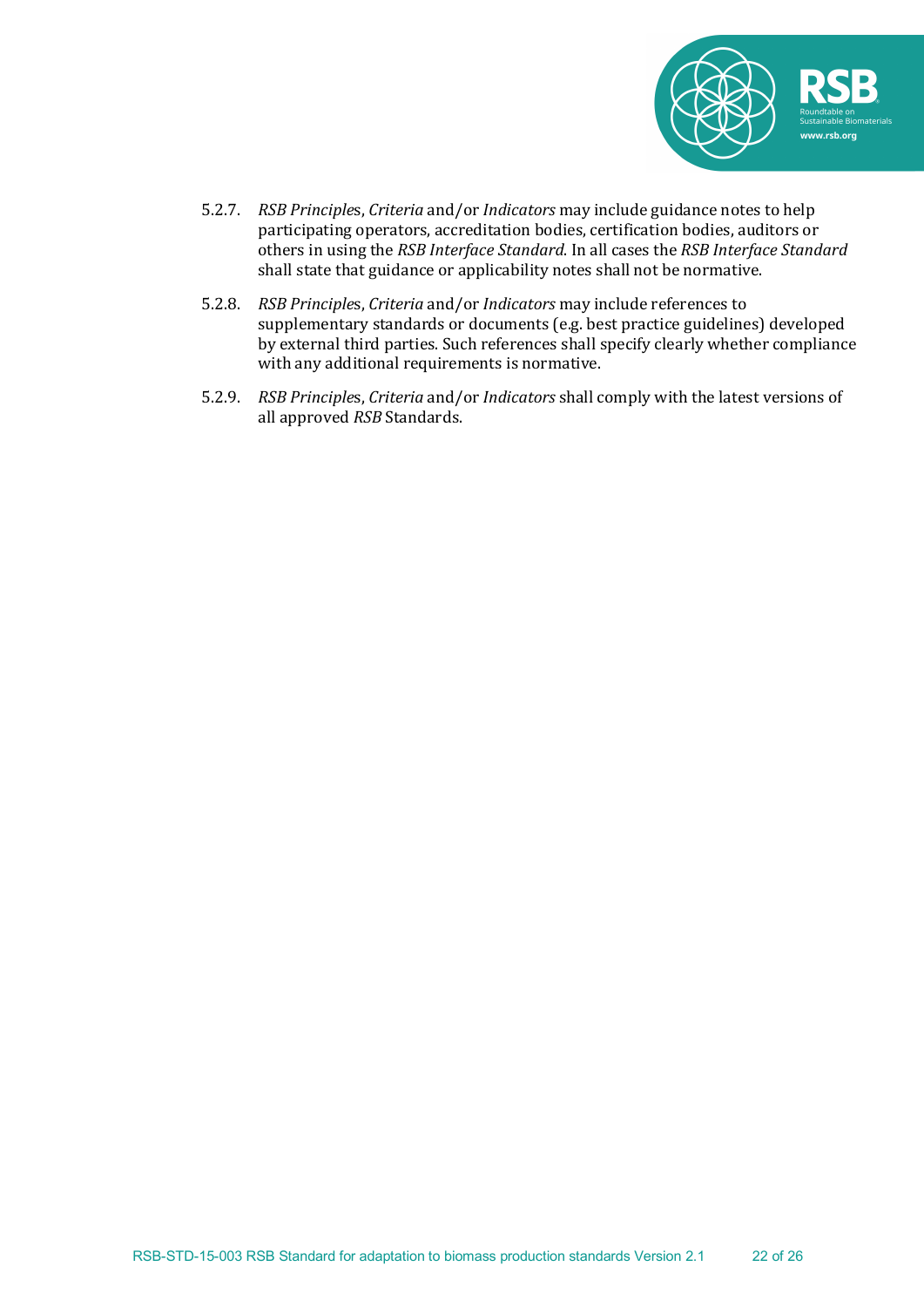5.2.7. *RSB Principles*, *Criteria* and/or *Indicators* may include guidance notes to help participating operators, accreditation bodies, certification bodies, auditors or others in using the *RSB Interface Standard*. In all cases the *RSB Interface Standard* shall state that guidance or applicability notes shall not be normative.

5.2.8. *RSB Principles*, *Criteria* and/or *Indicators* may include references to supplementary standards or documents (e.g. best practice guidelines) developed by external third parties. Such references shall specify clearly whether compliance with any additional requirements is normative.

5.2.9. *RSB Principles*, *Criteria* and/or *Indicators* shall comply with the latest versions of all approved *RSB* Standards.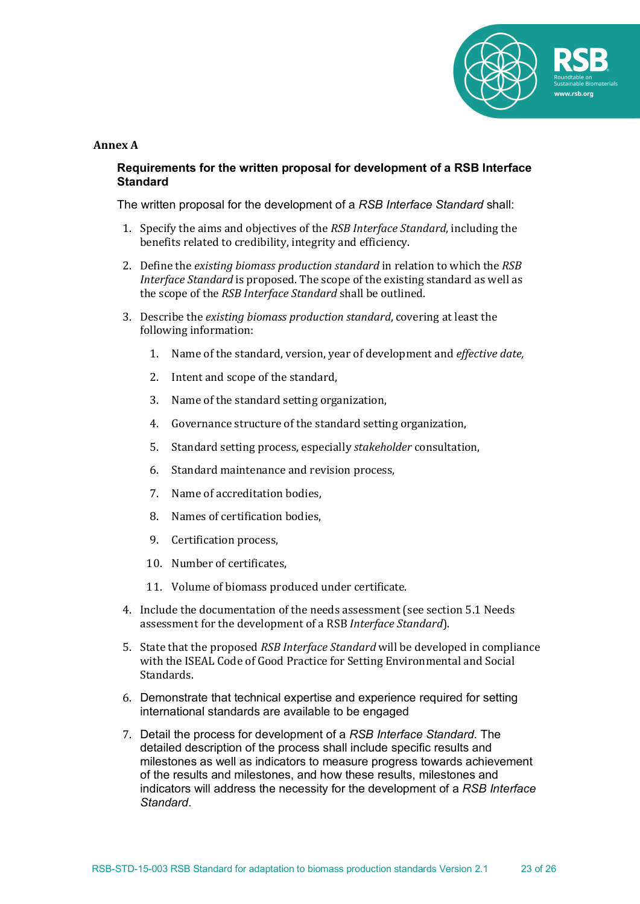**Annex A**

### Requirements for the written proposal for development of a RSB Interface Standard

The written proposal for the development of a *RSB Interface Standard* shall:

1. Specify the aims and objectives of the *RSB Interface Standard*, including the benefits related to credibility, integrity and efficiency.

2. Define the *existing biomass production standard* in relation to which the *RSB Interface Standard* is proposed. The scope of the existing standard as well as the scope of the *RSB Interface Standard* shall be outlined.

3. Describe the *existing biomass production standard*, covering at least the following information:

    1. Name of the standard, version, year of development and *effective date,*
    2. Intent and scope of the standard,
    3. Name of the standard setting organization,
    4. Governance structure of the standard setting organization,
    5. Standard setting process, especially *stakeholder* consultation,
    6. Standard maintenance and revision process,
    7. Name of accreditation bodies,
    8. Names of certification bodies,
    9. Certification process,
    10. Number of certificates,
    11. Volume of biomass produced under certificate.

4. Include the documentation of the needs assessment (see section 5.1 Needs assessment for the development of a RSB *Interface Standard*).

5. State that the proposed *RSB Interface Standard* will be developed in compliance with the ISEAL Code of Good Practice for Setting Environmental and Social Standards.

6. Demonstrate that technical expertise and experience required for setting international standards are available to be engaged

7. Detail the process for development of a *RSB Interface Standard*. The detailed description of the process shall include specific results and milestones as well as indicators to measure progress towards achievement of the results and milestones, and how these results, milestones and indicators will address the necessity for the development of a *RSB Interface Standard*.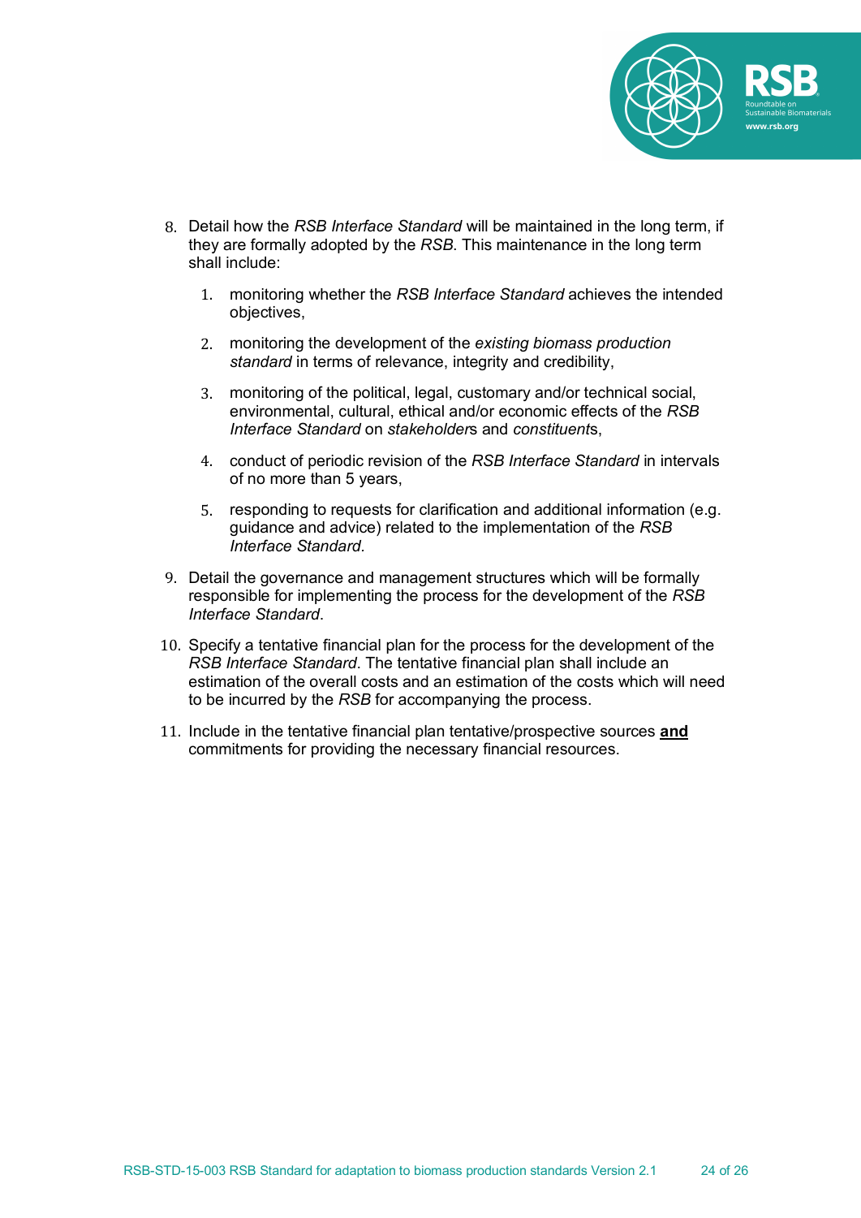8. Detail how the *RSB Interface Standard* will be maintained in the long term, if they are formally adopted by the *RSB*. This maintenance in the long term shall include:

    1. monitoring whether the *RSB Interface Standard* achieves the intended objectives,

    2. monitoring the development of the *existing biomass production standard* in terms of relevance, integrity and credibility,

    3. monitoring of the political, legal, customary and/or technical social, environmental, cultural, ethical and/or economic effects of the *RSB Interface Standard* on *stakeholder*s and *constituent*s,

    4. conduct of periodic revision of the *RSB Interface Standard* in intervals of no more than 5 years,

    5. responding to requests for clarification and additional information (e.g. guidance and advice) related to the implementation of the *RSB Interface Standard.*

9. Detail the governance and management structures which will be formally responsible for implementing the process for the development of the *RSB Interface Standard*.

10. Specify a tentative financial plan for the process for the development of the *RSB Interface Standard*. The tentative financial plan shall include an estimation of the overall costs and an estimation of the costs which will need to be incurred by the *RSB* for accompanying the process.

11. Include in the tentative financial plan tentative/prospective sources **and** commitments for providing the necessary financial resources.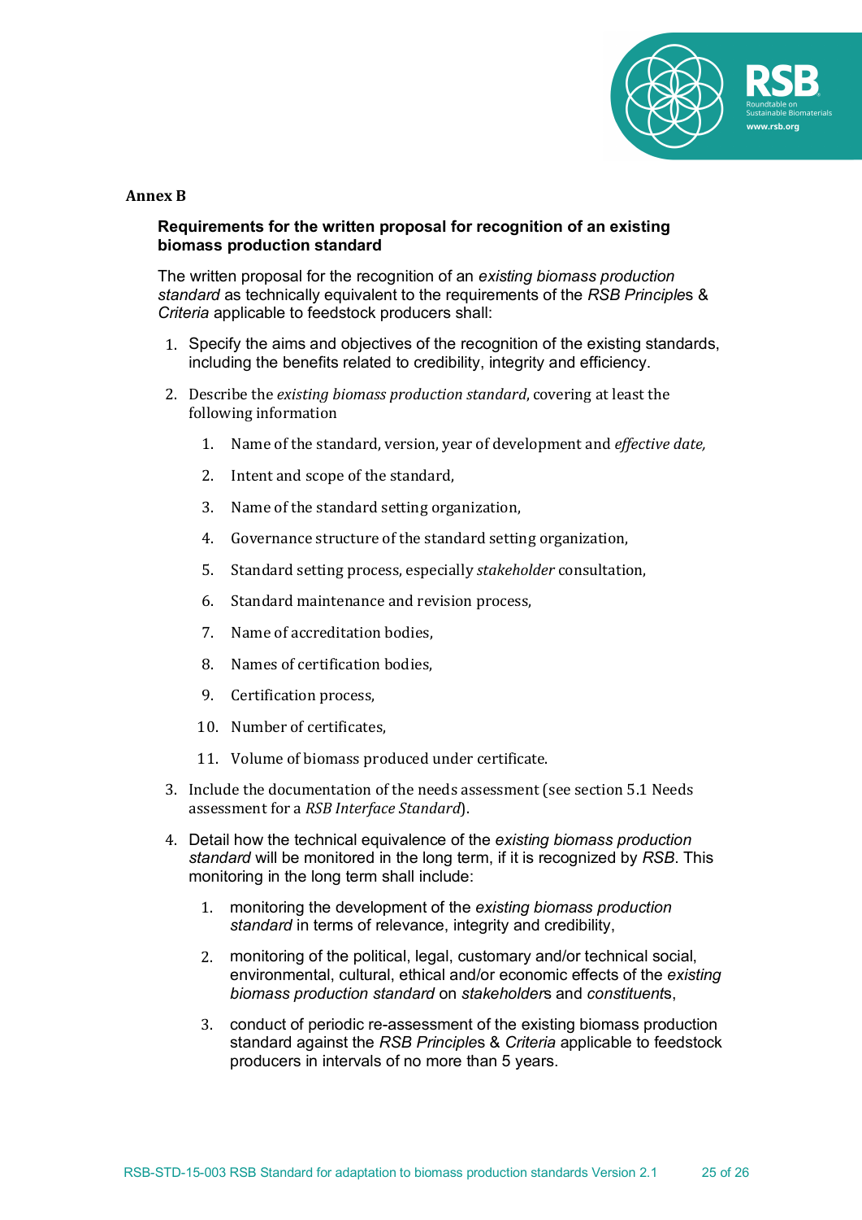## Annex B

### Requirements for the written proposal for recognition of an existing biomass production standard

The written proposal for the recognition of an *existing biomass production standard* as technically equivalent to the requirements of the *RSB Principle*s & *Criteria* applicable to feedstock producers shall:

1. Specify the aims and objectives of the recognition of the existing standards, including the benefits related to credibility, integrity and efficiency.
2. Describe the *existing biomass production standard*, covering at least the following information
   1. Name of the standard, version, year of development and *effective date,*
   2. Intent and scope of the standard,
   3. Name of the standard setting organization,
   4. Governance structure of the standard setting organization,
   5. Standard setting process, especially *stakeholder* consultation,
   6. Standard maintenance and revision process,
   7. Name of accreditation bodies,
   8. Names of certification bodies,
   9. Certification process,
   10. Number of certificates,
   11. Volume of biomass produced under certificate.
3. Include the documentation of the needs assessment (see section 5.1 Needs assessment for a *RSB Interface Standard*).
4. Detail how the technical equivalence of the *existing biomass production standard* will be monitored in the long term, if it is recognized by *RSB*. This monitoring in the long term shall include:
   1. monitoring the development of the *existing biomass production standard* in terms of relevance, integrity and credibility,
   2. monitoring of the political, legal, customary and/or technical social, environmental, cultural, ethical and/or economic effects of the *existing biomass production standard* on *stakeholder*s and *constituent*s,
   3. conduct of periodic re-assessment of the existing biomass production standard against the *RSB Principles* & *Criteria* applicable to feedstock producers in intervals of no more than 5 years.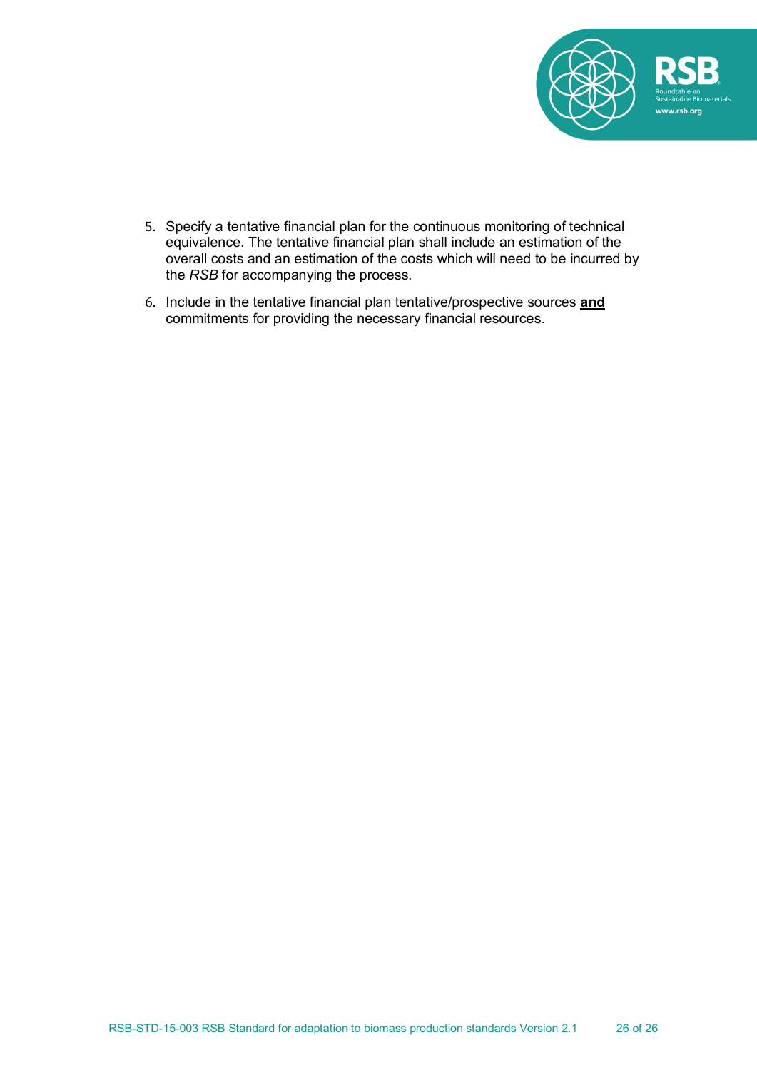5. Specify a tentative financial plan for the continuous monitoring of technical equivalence. The tentative financial plan shall include an estimation of the overall costs and an estimation of the costs which will need to be incurred by the *RSB* for accompanying the process.

6. Include in the tentative financial plan tentative/prospective sources **and** commitments for providing the necessary financial resources.